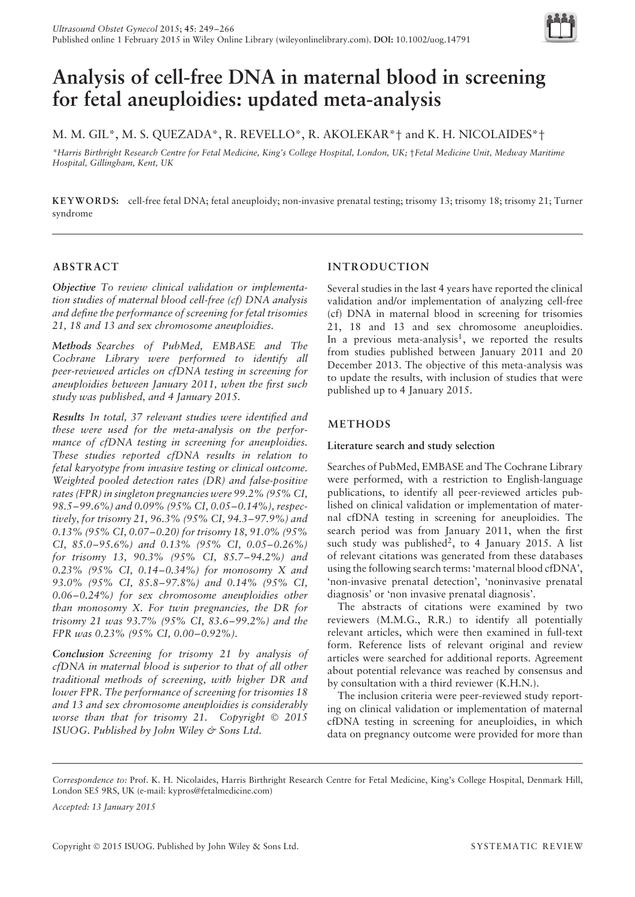# Analysis of cell-free DNA in maternal blood in screening for fetal aneuploidies: updated meta-analysis

M. M. GIL*, M. S. QUEZADA*, R. REVELLO*, R. AKOLEKAR*† and K. H. NICOLAIDES*†

*Harris Birthright Research Centre for Fetal Medicine, King's College Hospital, London, UK; †Fetal Medicine Unit, Medway Maritime Hospital, Gillingham, Kent, UK

**KEYWORDS:** cell-free fetal DNA; fetal aneuploidy; non-invasive prenatal testing; trisomy 13; trisomy 18; trisomy 21; Turner syndrome

## ABSTRACT

***Objective*** *To review clinical validation or implementation studies of maternal blood cell-free (cf) DNA analysis and define the performance of screening for fetal trisomies 21, 18 and 13 and sex chromosome aneuploidies.*

***Methods*** *Searches of PubMed, EMBASE and The Cochrane Library were performed to identify all peer-reviewed articles on cfDNA testing in screening for aneuploidies between January 2011, when the first such study was published, and 4 January 2015.*

***Results*** *In total, 37 relevant studies were identified and these were used for the meta-analysis on the performance of cfDNA testing in screening for aneuploidies. These studies reported cfDNA results in relation to fetal karyotype from invasive testing or clinical outcome. Weighted pooled detection rates (DR) and false-positive rates (FPR) in singleton pregnancies were 99.2% (95% CI, 98.5–99.6%) and 0.09% (95% CI, 0.05–0.14%), respectively, for trisomy 21, 96.3% (95% CI, 94.3–97.9%) and 0.13% (95% CI, 0.07–0.20) for trisomy 18, 91.0% (95% CI, 85.0–95.6%) and 0.13% (95% CI, 0.05–0.26%) for trisomy 13, 90.3% (95% CI, 85.7–94.2%) and 0.23% (95% CI, 0.14–0.34%) for monosomy X and 93.0% (95% CI, 85.8–97.8%) and 0.14% (95% CI, 0.06–0.24%) for sex chromosome aneuploidies other than monosomy X. For twin pregnancies, the DR for trisomy 21 was 93.7% (95% CI, 83.6–99.2%) and the FPR was 0.23% (95% CI, 0.00–0.92%).*

***Conclusion*** *Screening for trisomy 21 by analysis of cfDNA in maternal blood is superior to that of all other traditional methods of screening, with higher DR and lower FPR. The performance of screening for trisomies 18 and 13 and sex chromosome aneuploidies is considerably worse than that for trisomy 21. Copyright © 2015 ISUOG. Published by John Wiley & Sons Ltd.*

## INTRODUCTION

Several studies in the last 4 years have reported the clinical validation and/or implementation of analyzing cell-free (cf) DNA in maternal blood in screening for trisomies 21, 18 and 13 and sex chromosome aneuploidies. In a previous meta-analysis[1], we reported the results from studies published between January 2011 and 20 December 2013. The objective of this meta-analysis was to update the results, with inclusion of studies that were published up to 4 January 2015.

## METHODS

### Literature search and study selection

Searches of PubMed, EMBASE and The Cochrane Library were performed, with a restriction to English-language publications, to identify all peer-reviewed articles published on clinical validation or implementation of maternal cfDNA testing in screening for aneuploidies. The search period was from January 2011, when the first such study was published[2], to 4 January 2015. A list of relevant citations was generated from these databases using the following search terms: 'maternal blood cfDNA', 'non-invasive prenatal detection', 'noninvasive prenatal diagnosis' or 'non invasive prenatal diagnosis'.

The abstracts of citations were examined by two reviewers (M.M.G., R.R.) to identify all potentially relevant articles, which were then examined in full-text form. Reference lists of relevant original and review articles were searched for additional reports. Agreement about potential relevance was reached by consensus and by consultation with a third reviewer (K.H.N.).

The inclusion criteria were peer-reviewed study reporting on clinical validation or implementation of maternal cfDNA testing in screening for aneuploidies, in which data on pregnancy outcome were provided for more than

*Correspondence to:* Prof. K. H. Nicolaides, Harris Birthright Research Centre for Fetal Medicine, King's College Hospital, Denmark Hill, London SE5 9RS, UK (e-mail: kypros@fetalmedicine.com)

*Accepted: 13 January 2015*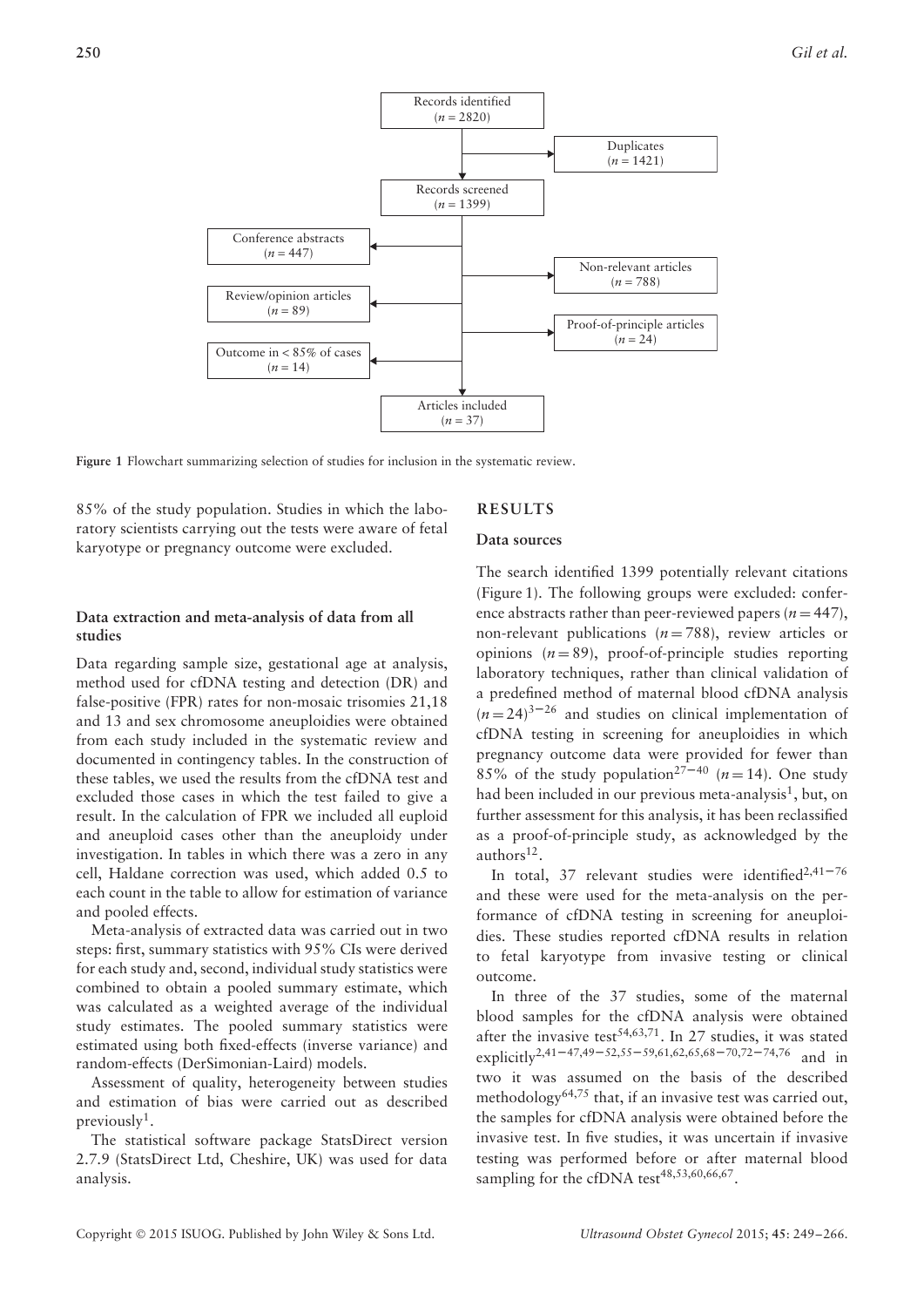Records identified ($n = 2820$)

Duplicates ($n = 1421$)

Records screened ($n = 1399$)

Conference abstracts ($n = 447$)

Non-relevant articles ($n = 788$)

Review/opinion articles ($n = 89$)

Proof-of-principle articles ($n = 24$)

Outcome in < 85% of cases ($n = 14$)

Articles included ($n = 37$)

**Figure 1** Flowchart summarizing selection of studies for inclusion in the systematic review.

85% of the study population. Studies in which the laboratory scientists carrying out the tests were aware of fetal karyotype or pregnancy outcome were excluded.

### Data extraction and meta-analysis of data from all studies

Data regarding sample size, gestational age at analysis, method used for cfDNA testing and detection (DR) and false-positive (FPR) rates for non-mosaic trisomies 21,18 and 13 and sex chromosome aneuploidies were obtained from each study included in the systematic review and documented in contingency tables. In the construction of these tables, we used the results from the cfDNA test and excluded those cases in which the test failed to give a result. In the calculation of FPR we included all euploid and aneuploid cases other than the aneuploidy under investigation. In tables in which there was a zero in any cell, Haldane correction was used, which added 0.5 to each count in the table to allow for estimation of variance and pooled effects.

Meta-analysis of extracted data was carried out in two steps: first, summary statistics with 95% CIs were derived for each study and, second, individual study statistics were combined to obtain a pooled summary estimate, which was calculated as a weighted average of the individual study estimates. The pooled summary statistics were estimated using both fixed-effects (inverse variance) and random-effects (DerSimonian-Laird) models.

Assessment of quality, heterogeneity between studies and estimation of bias were carried out as described previously[1].

The statistical software package StatsDirect version 2.7.9 (StatsDirect Ltd, Cheshire, UK) was used for data analysis.

## RESULTS

### Data sources

The search identified 1399 potentially relevant citations (Figure 1). The following groups were excluded: conference abstracts rather than peer-reviewed papers ($n = 447$), non-relevant publications ($n = 788$), review articles or opinions ($n = 89$), proof-of-principle studies reporting laboratory techniques, rather than clinical validation of a predefined method of maternal blood cfDNA analysis ($n = 24$)[3–26] and studies on clinical implementation of cfDNA testing in screening for aneuploidies in which pregnancy outcome data were provided for fewer than 85% of the study population[27–40] ($n = 14$). One study had been included in our previous meta-analysis[1], but, on further assessment for this analysis, it has been reclassified as a proof-of-principle study, as acknowledged by the authors[12].

In total, 37 relevant studies were identified[2,41–76] and these were used for the meta-analysis on the performance of cfDNA testing in screening for aneuploidies. These studies reported cfDNA results in relation to fetal karyotype from invasive testing or clinical outcome.

In three of the 37 studies, some of the maternal blood samples for the cfDNA analysis were obtained after the invasive test[54,63,71]. In 27 studies, it was stated explicitly[2,41–47,49–52,55–59,61,62,65,68–70,72–74,76] and in two it was assumed on the basis of the described methodology[64,75] that, if an invasive test was carried out, the samples for cfDNA analysis were obtained before the invasive test. In five studies, it was uncertain if invasive testing was performed before or after maternal blood sampling for the cfDNA test[48,53,60,66,67].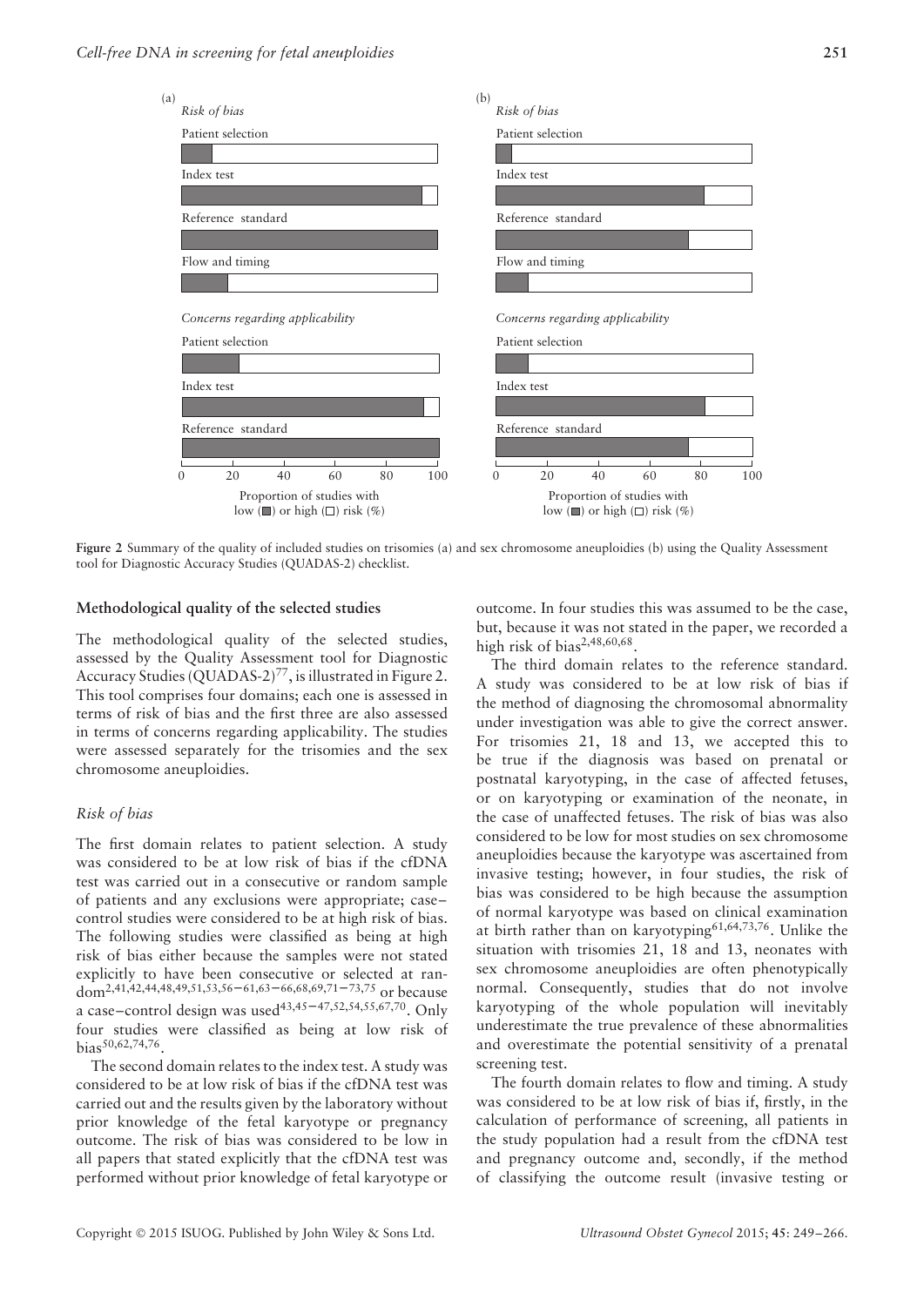Figure 2 Summary of the quality of included studies on trisomies (a) and sex chromosome aneuploidies (b) using the Quality Assessment tool for Diagnostic Accuracy Studies (QUADAS-2) checklist.

### Methodological quality of the selected studies

The methodological quality of the selected studies, assessed by the Quality Assessment tool for Diagnostic Accuracy Studies (QUADAS-2)[77], is illustrated in Figure 2. This tool comprises four domains; each one is assessed in terms of risk of bias and the first three are also assessed in terms of concerns regarding applicability. The studies were assessed separately for the trisomies and the sex chromosome aneuploidies.

#### *Risk of bias*

The first domain relates to patient selection. A study was considered to be at low risk of bias if the cfDNA test was carried out in a consecutive or random sample of patients and any exclusions were appropriate; case–control studies were considered to be at high risk of bias. The following studies were classified as being at high risk of bias either because the samples were not stated explicitly to have been consecutive or selected at random[2,41,42,44,48,49,51,53,56–61,63–66,68,69,71–73,75] or because a case–control design was used[43,45–47,52,54,55,67,70]. Only four studies were classified as being at low risk of bias[50,62,74,76].

The second domain relates to the index test. A study was considered to be at low risk of bias if the cfDNA test was carried out and the results given by the laboratory without prior knowledge of the fetal karyotype or pregnancy outcome. The risk of bias was considered to be low in all papers that stated explicitly that the cfDNA test was performed without prior knowledge of fetal karyotype or outcome. In four studies this was assumed to be the case, but, because it was not stated in the paper, we recorded a high risk of bias[2,48,60,68].

The third domain relates to the reference standard. A study was considered to be at low risk of bias if the method of diagnosing the chromosomal abnormality under investigation was able to give the correct answer. For trisomies 21, 18 and 13, we accepted this to be true if the diagnosis was based on prenatal or postnatal karyotyping, in the case of affected fetuses, or on karyotyping or examination of the neonate, in the case of unaffected fetuses. The risk of bias was also considered to be low for most studies on sex chromosome aneuploidies because the karyotype was ascertained from invasive testing; however, in four studies, the risk of bias was considered to be high because the assumption of normal karyotype was based on clinical examination at birth rather than on karyotyping[61,64,73,76]. Unlike the situation with trisomies 21, 18 and 13, neonates with sex chromosome aneuploidies are often phenotypically normal. Consequently, studies that do not involve karyotyping of the whole population will inevitably underestimate the true prevalence of these abnormalities and overestimate the potential sensitivity of a prenatal screening test.

The fourth domain relates to flow and timing. A study was considered to be at low risk of bias if, firstly, in the calculation of performance of screening, all patients in the study population had a result from the cfDNA test and pregnancy outcome and, secondly, if the method of classifying the outcome result (invasive testing or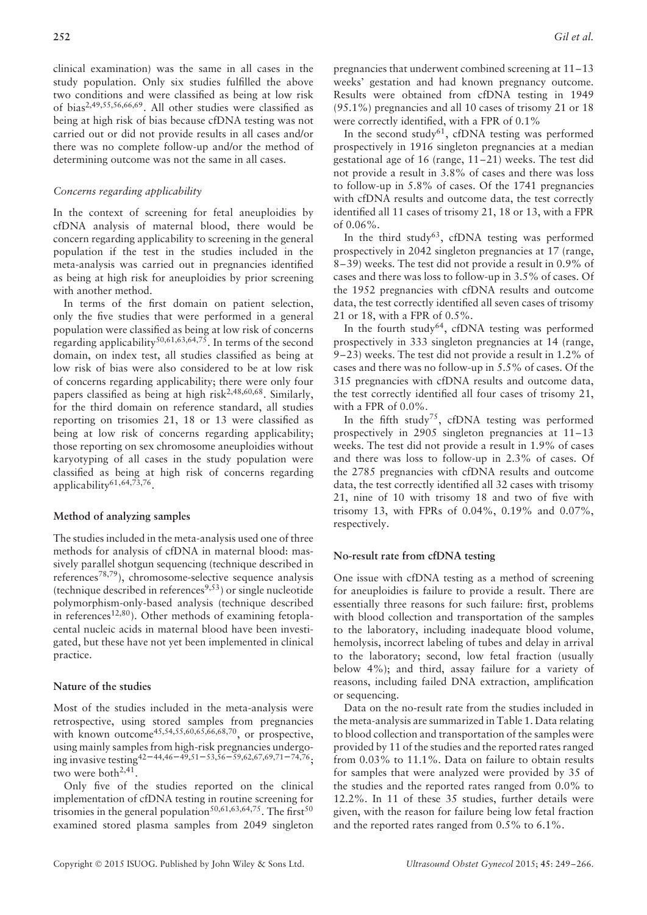clinical examination) was the same in all cases in the study population. Only six studies fulfilled the above two conditions and were classified as being at low risk of bias[2,49,55,56,66,69]. All other studies were classified as being at high risk of bias because cfDNA testing was not carried out or did not provide results in all cases and/or there was no complete follow-up and/or the method of determining outcome was not the same in all cases.

*Concerns regarding applicability*

In the context of screening for fetal aneuploidies by cfDNA analysis of maternal blood, there would be concern regarding applicability to screening in the general population if the test in the studies included in the meta-analysis was carried out in pregnancies identified as being at high risk for aneuploidies by prior screening with another method.

In terms of the first domain on patient selection, only the five studies that were performed in a general population were classified as being at low risk of concerns regarding applicability[50,61,63,64,75]. In terms of the second domain, on index test, all studies classified as being at low risk of bias were also considered to be at low risk of concerns regarding applicability; there were only four papers classified as being at high risk[2,48,60,68]. Similarly, for the third domain on reference standard, all studies reporting on trisomies 21, 18 or 13 were classified as being at low risk of concerns regarding applicability; those reporting on sex chromosome aneuploidies without karyotyping of all cases in the study population were classified as being at high risk of concerns regarding applicability[61,64,73,76].

**Method of analyzing samples**

The studies included in the meta-analysis used one of three methods for analysis of cfDNA in maternal blood: massively parallel shotgun sequencing (technique described in references[78,79]), chromosome-selective sequence analysis (technique described in references[9,53]) or single nucleotide polymorphism-only-based analysis (technique described in references[12,80]). Other methods of examining fetoplacental nucleic acids in maternal blood have been investigated, but these have not yet been implemented in clinical practice.

**Nature of the studies**

Most of the studies included in the meta-analysis were retrospective, using stored samples from pregnancies with known outcome[45,54,55,60,65,66,68,70], or prospective, using mainly samples from high-risk pregnancies undergoing invasive testing[42–44,46–49,51–53,56–59,62,67,69,71–74,76]; two were both[2,41].

Only five of the studies reported on the clinical implementation of cfDNA testing in routine screening for trisomies in the general population[50,61,63,64,75]. The first[50] examined stored plasma samples from 2049 singleton pregnancies that underwent combined screening at 11–13 weeks' gestation and had known pregnancy outcome. Results were obtained from cfDNA testing in 1949 (95.1%) pregnancies and all 10 cases of trisomy 21 or 18 were correctly identified, with a FPR of 0.1%

In the second study[61], cfDNA testing was performed prospectively in 1916 singleton pregnancies at a median gestational age of 16 (range, 11–21) weeks. The test did not provide a result in 3.8% of cases and there was loss to follow-up in 5.8% of cases. Of the 1741 pregnancies with cfDNA results and outcome data, the test correctly identified all 11 cases of trisomy 21, 18 or 13, with a FPR of 0.06%.

In the third study[63], cfDNA testing was performed prospectively in 2042 singleton pregnancies at 17 (range, 8–39) weeks. The test did not provide a result in 0.9% of cases and there was loss to follow-up in 3.5% of cases. Of the 1952 pregnancies with cfDNA results and outcome data, the test correctly identified all seven cases of trisomy 21 or 18, with a FPR of 0.5%.

In the fourth study[64], cfDNA testing was performed prospectively in 333 singleton pregnancies at 14 (range, 9–23) weeks. The test did not provide a result in 1.2% of cases and there was no follow-up in 5.5% of cases. Of the 315 pregnancies with cfDNA results and outcome data, the test correctly identified all four cases of trisomy 21, with a FPR of 0.0%.

In the fifth study[75], cfDNA testing was performed prospectively in 2905 singleton pregnancies at 11–13 weeks. The test did not provide a result in 1.9% of cases and there was loss to follow-up in 2.3% of cases. Of the 2785 pregnancies with cfDNA results and outcome data, the test correctly identified all 32 cases with trisomy 21, nine of 10 with trisomy 18 and two of five with trisomy 13, with FPRs of 0.04%, 0.19% and 0.07%, respectively.

**No-result rate from cfDNA testing**

One issue with cfDNA testing as a method of screening for aneuploidies is failure to provide a result. There are essentially three reasons for such failure: first, problems with blood collection and transportation of the samples to the laboratory, including inadequate blood volume, hemolysis, incorrect labeling of tubes and delay in arrival to the laboratory; second, low fetal fraction (usually below 4%); and third, assay failure for a variety of reasons, including failed DNA extraction, amplification or sequencing.

Data on the no-result rate from the studies included in the meta-analysis are summarized in Table 1. Data relating to blood collection and transportation of the samples were provided by 11 of the studies and the reported rates ranged from 0.03% to 11.1%. Data on failure to obtain results for samples that were analyzed were provided by 35 of the studies and the reported rates ranged from 0.0% to 12.2%. In 11 of these 35 studies, further details were given, with the reason for failure being low fetal fraction and the reported rates ranged from 0.5% to 6.1%.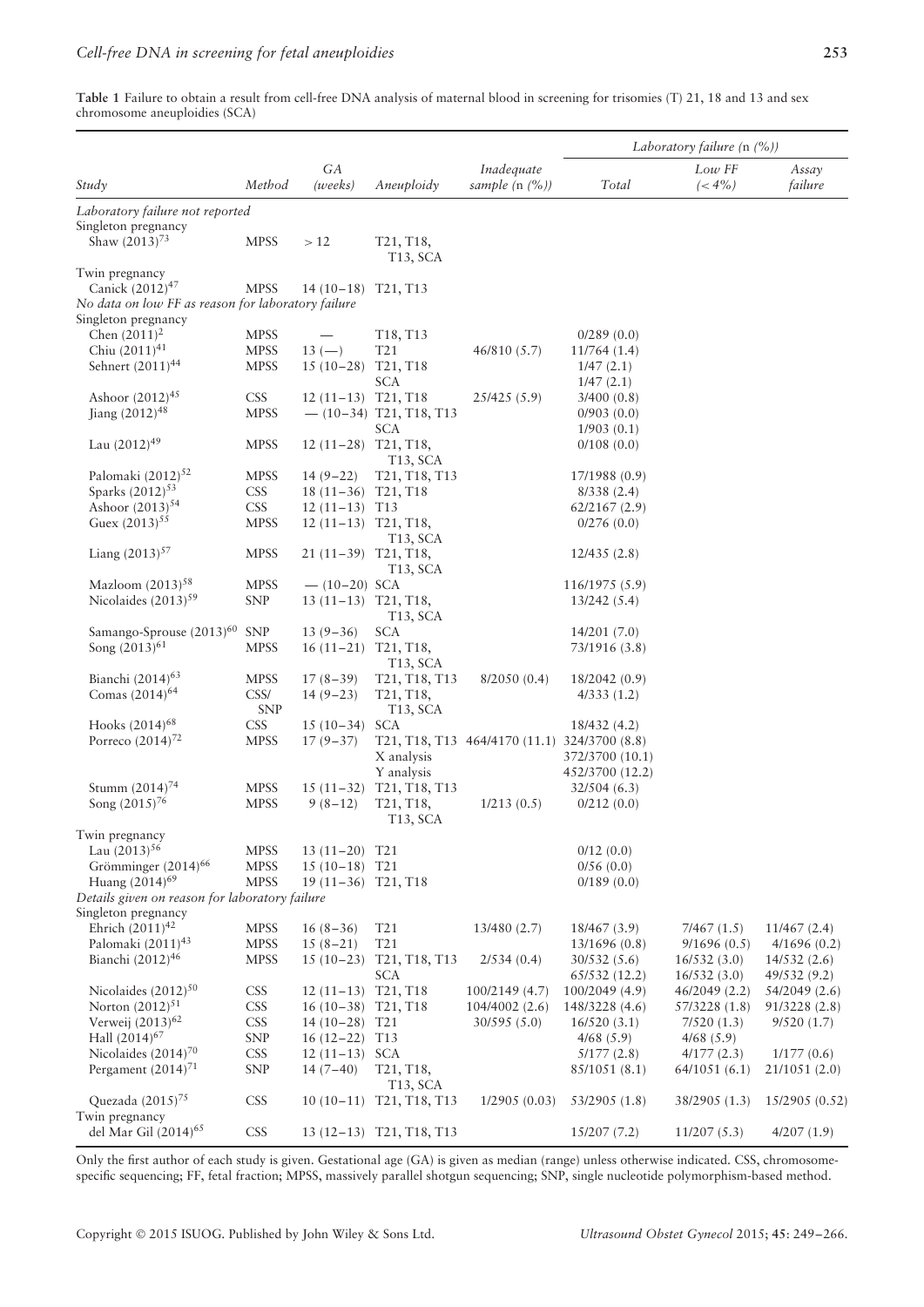**Table 1** Failure to obtain a result from cell-free DNA analysis of maternal blood in screening for trisomies (T) 21, 18 and 13 and sex chromosome aneuploidies (SCA)

| Study | Method | GA (weeks) | Aneuploidy | Inadequate sample (n (%)) | Laboratory failure (n (%)) Total | Low FF (< 4%) | Assay failure |
|---|---|---|---|---|---|---|---|
| *Laboratory failure not reported* | | | | | | | |
| Singleton pregnancy | | | | | | | |
| Shaw (2013)[73] | MPSS | > 12 | T21, T18, T13, SCA | | | | |
| Twin pregnancy | | | | | | | |
| Canick (2012)[47] | MPSS | 14 (10–18) | T21, T13 | | | | |
| *No data on low FF as reason for laboratory failure* | | | | | | | |
| Singleton pregnancy | | | | | | | |
| Chen (2011)[2] | MPSS | — | T18, T13 | | 0/289 (0.0) | | |
| Chiu (2011)[41] | MPSS | 13 (—) | T21 | 46/810 (5.7) | 11/764 (1.4) | | |
| Sehnert (2011)[44] | MPSS | 15 (10–28) | T21, T18 | | 1/47 (2.1) | | |
| | | | SCA | | 1/47 (2.1) | | |
| Ashoor (2012)[45] | CSS | 12 (11–13) | T21, T18 | 25/425 (5.9) | 3/400 (0.8) | | |
| Jiang (2012)[48] | MPSS | — (10–34) | T21, T18, T13 | | 0/903 (0.0) | | |
| | | | SCA | | 1/903 (0.1) | | |
| Lau (2012)[49] | MPSS | 12 (11–28) | T21, T18, T13, SCA | | 0/108 (0.0) | | |
| Palomaki (2012)[52] | MPSS | 14 (9–22) | T21, T18, T13 | | 17/1988 (0.9) | | |
| Sparks (2012)[53] | CSS | 18 (11–36) | T21, T18 | | 8/338 (2.4) | | |
| Ashoor (2013)[54] | CSS | 12 (11–13) | T13 | | 62/2167 (2.9) | | |
| Guex (2013)[55] | MPSS | 12 (11–13) | T21, T18, T13, SCA | | 0/276 (0.0) | | |
| Liang (2013)[57] | MPSS | 21 (11–39) | T21, T18, T13, SCA | | 12/435 (2.8) | | |
| Mazloom (2013)[58] | MPSS | — (10–20) | SCA | | 116/1975 (5.9) | | |
| Nicolaides (2013)[59] | SNP | 13 (11–13) | T21, T18, T13, SCA | | 13/242 (5.4) | | |
| Samango-Sprouse (2013)[60] | SNP | 13 (9–36) | SCA | | 14/201 (7.0) | | |
| Song (2013)[61] | MPSS | 16 (11–21) | T21, T18, T13, SCA | | 73/1916 (3.8) | | |
| Bianchi (2014)[63] | MPSS | 17 (8–39) | T21, T18, T13 | 8/2050 (0.4) | 18/2042 (0.9) | | |
| Comas (2014)[64] | CSS/SNP | 14 (9–23) | T21, T18, T13, SCA | | 4/333 (1.2) | | |
| Hooks (2014)[68] | CSS | 15 (10–34) | SCA | | 18/432 (4.2) | | |
| Porreco (2014)[72] | MPSS | 17 (9–37) | T21, T18, T13 | 464/4170 (11.1) | 324/3700 (8.8) | | |
| | | | X analysis | | 372/3700 (10.1) | | |
| | | | Y analysis | | 452/3700 (12.2) | | |
| Stumm (2014)[74] | MPSS | 15 (11–32) | T21, T18, T13 | | 32/504 (6.3) | | |
| Song (2015)[76] | MPSS | 9 (8–12) | T21, T18, T13, SCA | 1/213 (0.5) | 0/212 (0.0) | | |
| Twin pregnancy | | | | | | | |
| Lau (2013)[56] | MPSS | 13 (11–20) | T21 | | 0/12 (0.0) | | |
| Grömminger (2014)[66] | MPSS | 15 (10–18) | T21 | | 0/56 (0.0) | | |
| Huang (2014)[69] | MPSS | 19 (11–36) | T21, T18 | | 0/189 (0.0) | | |
| *Details given on reason for laboratory failure* | | | | | | | |
| Singleton pregnancy | | | | | | | |
| Ehrich (2011)[42] | MPSS | 16 (8–36) | T21 | 13/480 (2.7) | 18/467 (3.9) | 7/467 (1.5) | 11/467 (2.4) |
| Palomaki (2011)[43] | MPSS | 15 (8–21) | T21 | | 13/1696 (0.8) | 9/1696 (0.5) | 4/1696 (0.2) |
| Bianchi (2012)[46] | MPSS | 15 (10–23) | T21, T18, T13 | 2/534 (0.4) | 30/532 (5.6) | 16/532 (3.0) | 14/532 (2.6) |
| | | | SCA | | 65/532 (12.2) | 16/532 (3.0) | 49/532 (9.2) |
| Nicolaides (2012)[50] | CSS | 12 (11–13) | T21, T18 | 100/2149 (4.7) | 100/2049 (4.9) | 46/2049 (2.2) | 54/2049 (2.6) |
| Norton (2012)[51] | CSS | 16 (10–38) | T21, T18 | 104/4002 (2.6) | 148/3228 (4.6) | 57/3228 (1.8) | 91/3228 (2.8) |
| Verweij (2013)[62] | CSS | 14 (10–28) | T21 | 30/595 (5.0) | 16/520 (3.1) | 7/520 (1.3) | 9/520 (1.7) |
| Hall (2014)[67] | SNP | 16 (12–22) | T13 | | 4/68 (5.9) | 4/68 (5.9) | |
| Nicolaides (2014)[70] | CSS | 12 (11–13) | SCA | | 5/177 (2.8) | 4/177 (2.3) | 1/177 (0.6) |
| Pergament (2014)[71] | SNP | 14 (7–40) | T21, T18, T13, SCA | | 85/1051 (8.1) | 64/1051 (6.1) | 21/1051 (2.0) |
| Quezada (2015)[75] | CSS | 10 (10–11) | T21, T18, T13 | 1/2905 (0.03) | 53/2905 (1.8) | 38/2905 (1.3) | 15/2905 (0.52) |
| Twin pregnancy | | | | | | | |
| del Mar Gil (2014)[65] | CSS | 13 (12–13) | T21, T18, T13 | | 15/207 (7.2) | 11/207 (5.3) | 4/207 (1.9) |

Only the first author of each study is given. Gestational age (GA) is given as median (range) unless otherwise indicated. CSS, chromosome-specific sequencing; FF, fetal fraction; MPSS, massively parallel shotgun sequencing; SNP, single nucleotide polymorphism-based method.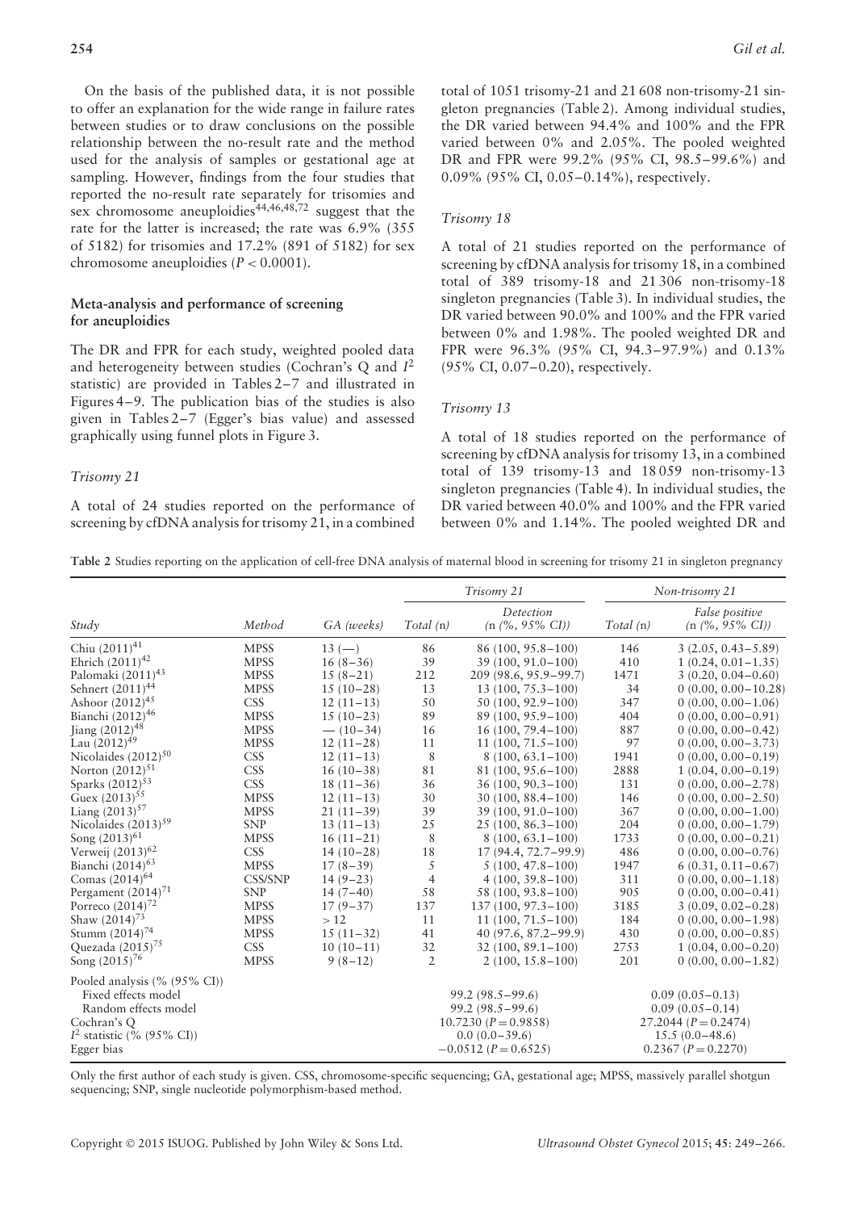On the basis of the published data, it is not possible to offer an explanation for the wide range in failure rates between studies or to draw conclusions on the possible relationship between the no-result rate and the method used for the analysis of samples or gestational age at sampling. However, findings from the four studies that reported the no-result rate separately for trisomies and sex chromosome aneuploidies[44,46,48,72] suggest that the rate for the latter is increased; the rate was 6.9% (355 of 5182) for trisomies and 17.2% (891 of 5182) for sex chromosome aneuploidies ($P < 0.0001$).

### Meta-analysis and performance of screening for aneuploidies

The DR and FPR for each study, weighted pooled data and heterogeneity between studies (Cochran's Q and $I^2$ statistic) are provided in Tables 2–7 and illustrated in Figures 4–9. The publication bias of the studies is also given in Tables 2–7 (Egger's bias value) and assessed graphically using funnel plots in Figure 3.

#### *Trisomy 21*

A total of 24 studies reported on the performance of screening by cfDNA analysis for trisomy 21, in a combined total of 1051 trisomy-21 and 21 608 non-trisomy-21 singleton pregnancies (Table 2). Among individual studies, the DR varied between 94.4% and 100% and the FPR varied between 0% and 2.05%. The pooled weighted DR and FPR were 99.2% (95% CI, 98.5–99.6%) and 0.09% (95% CI, 0.05–0.14%), respectively.

#### *Trisomy 18*

A total of 21 studies reported on the performance of screening by cfDNA analysis for trisomy 18, in a combined total of 389 trisomy-18 and 21 306 non-trisomy-18 singleton pregnancies (Table 3). In individual studies, the DR varied between 90.0% and 100% and the FPR varied between 0% and 1.98%. The pooled weighted DR and FPR were 96.3% (95% CI, 94.3–97.9%) and 0.13% (95% CI, 0.07–0.20), respectively.

#### *Trisomy 13*

A total of 18 studies reported on the performance of screening by cfDNA analysis for trisomy 13, in a combined total of 139 trisomy-13 and 18 059 non-trisomy-13 singleton pregnancies (Table 4). In individual studies, the DR varied between 40.0% and 100% and the FPR varied between 0% and 1.14%. The pooled weighted DR and

**Table 2** Studies reporting on the application of cell-free DNA analysis of maternal blood in screening for trisomy 21 in singleton pregnancy

| | | | Trisomy 21 | | Non-trisomy 21 | |
|---|---|---|---|---|---|---|
| Study | Method | GA (weeks) | Total (n) | Detection (n (%, 95% CI)) | Total (n) | False positive (n (%, 95% CI)) |
| Chiu (2011)[41] | MPSS | 13 (—) | 86 | 86 (100, 95.8–100) | 146 | 3 (2.05, 0.43–5.89) |
| Ehrich (2011)[42] | MPSS | 16 (8–36) | 39 | 39 (100, 91.0–100) | 410 | 1 (0.24, 0.01–1.35) |
| Palomaki (2011)[43] | MPSS | 15 (8–21) | 212 | 209 (98.6, 95.9–99.7) | 1471 | 3 (0.20, 0.04–0.60) |
| Sehnert (2011)[44] | MPSS | 15 (10–28) | 13 | 13 (100, 75.3–100) | 34 | 0 (0.00, 0.00–10.28) |
| Ashoor (2012)[45] | CSS | 12 (11–13) | 50 | 50 (100, 92.9–100) | 347 | 0 (0.00, 0.00–1.06) |
| Bianchi (2012)[46] | MPSS | 15 (10–23) | 89 | 89 (100, 95.9–100) | 404 | 0 (0.00, 0.00–0.91) |
| Jiang (2012)[48] | MPSS | — (10–34) | 16 | 16 (100, 79.4–100) | 887 | 0 (0.00, 0.00–0.42) |
| Lau (2012)[49] | MPSS | 12 (11–28) | 11 | 11 (100, 71.5–100) | 97 | 0 (0.00, 0.00–3.73) |
| Nicolaides (2012)[50] | CSS | 12 (11–13) | 8 | 8 (100, 63.1–100) | 1941 | 0 (0.00, 0.00–0.19) |
| Norton (2012)[51] | CSS | 16 (10–38) | 81 | 81 (100, 95.6–100) | 2888 | 1 (0.04, 0.00–0.19) |
| Sparks (2012)[53] | CSS | 18 (11–36) | 36 | 36 (100, 90.3–100) | 131 | 0 (0.00, 0.00–2.78) |
| Guex (2013)[55] | MPSS | 12 (11–13) | 30 | 30 (100, 88.4–100) | 146 | 0 (0.00, 0.00–2.50) |
| Liang (2013)[57] | MPSS | 21 (11–39) | 39 | 39 (100, 91.0–100) | 367 | 0 (0.00, 0.00–1.00) |
| Nicolaides (2013)[59] | SNP | 13 (11–13) | 25 | 25 (100, 86.3–100) | 204 | 0 (0.00, 0.00–1.79) |
| Song (2013)[61] | MPSS | 16 (11–21) | 8 | 8 (100, 63.1–100) | 1733 | 0 (0.00, 0.00–0.21) |
| Verweij (2013)[62] | CSS | 14 (10–28) | 18 | 17 (94.4, 72.7–99.9) | 486 | 0 (0.00, 0.00–0.76) |
| Bianchi (2014)[63] | MPSS | 17 (8–39) | 5 | 5 (100, 47.8–100) | 1947 | 6 (0.31, 0.11–0.67) |
| Comas (2014)[64] | CSS/SNP | 14 (9–23) | 4 | 4 (100, 39.8–100) | 311 | 0 (0.00, 0.00–1.18) |
| Pergament (2014)[71] | SNP | 14 (7–40) | 58 | 58 (100, 93.8–100) | 905 | 0 (0.00, 0.00–0.41) |
| Porreco (2014)[72] | MPSS | 17 (9–37) | 137 | 137 (100, 97.3–100) | 3185 | 3 (0.09, 0.02–0.28) |
| Shaw (2014)[73] | MPSS | > 12 | 11 | 11 (100, 71.5–100) | 184 | 0 (0.00, 0.00–1.98) |
| Stumm (2014)[74] | MPSS | 15 (11–32) | 41 | 40 (97.6, 87.2–99.9) | 430 | 0 (0.00, 0.00–0.85) |
| Quezada (2015)[75] | CSS | 10 (10–11) | 32 | 32 (100, 89.1–100) | 2753 | 1 (0.04, 0.00–0.20) |
| Song (2015)[76] | MPSS | 9 (8–12) | 2 | 2 (100, 15.8–100) | 201 | 0 (0.00, 0.00–1.82) |
| Pooled analysis (% (95% CI)) | | | | | | |
| Fixed effects model | | | | 99.2 (98.5–99.6) | | 0.09 (0.05–0.13) |
| Random effects model | | | | 99.2 (98.5–99.6) | | 0.09 (0.05–0.14) |
| Cochran's Q | | | | 10.7230 ($P = 0.9858$) | | 27.2044 ($P = 0.2474$) |
| $I^2$ statistic (% (95% CI)) | | | | 0.0 (0.0–39.6) | | 15.5 (0.0–48.6) |
| Egger bias | | | | −0.0512 ($P = 0.6525$) | | 0.2367 ($P = 0.2270$) |

Only the first author of each study is given. CSS, chromosome-specific sequencing; GA, gestational age; MPSS, massively parallel shotgun sequencing; SNP, single nucleotide polymorphism-based method.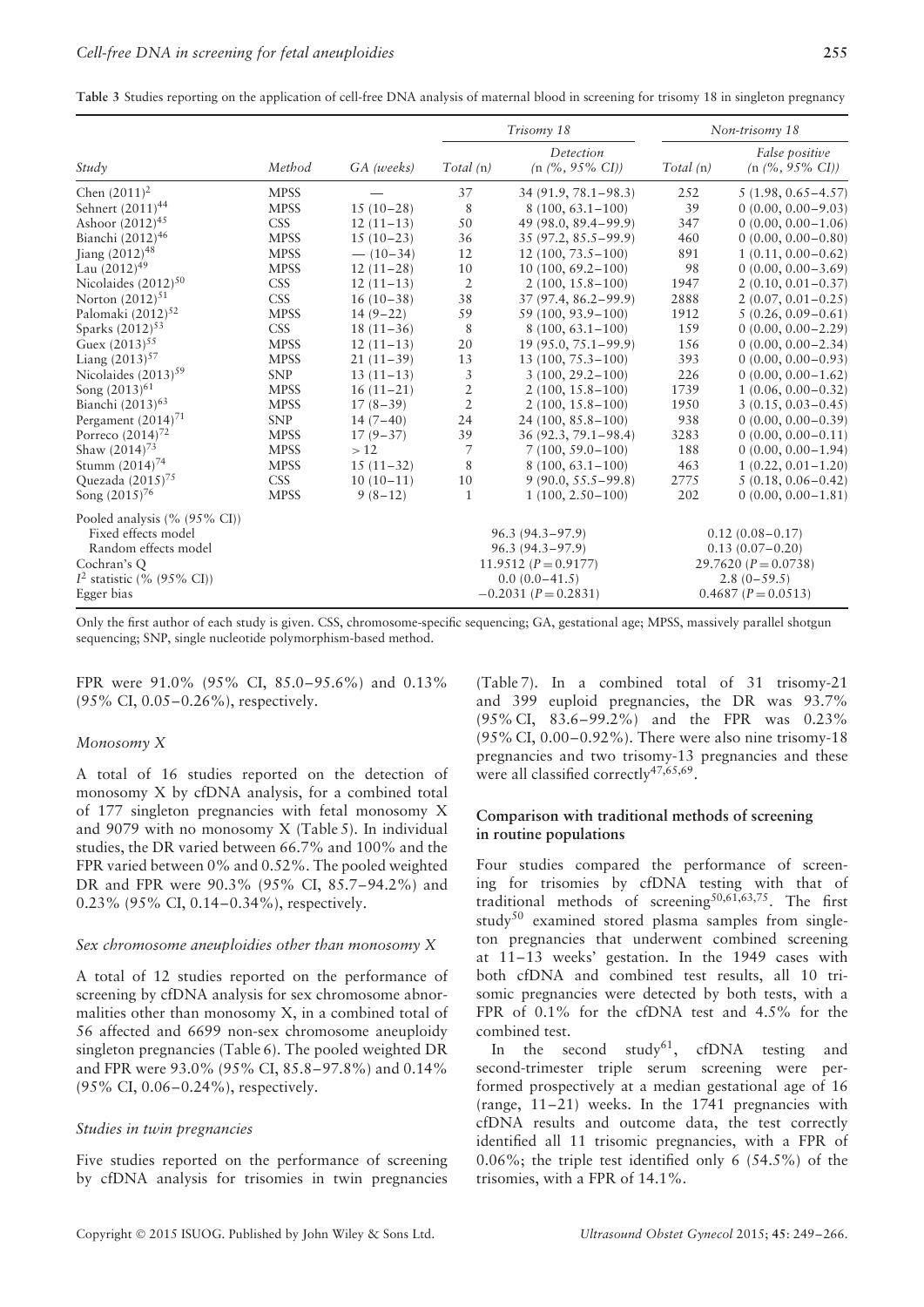**Table 3** Studies reporting on the application of cell-free DNA analysis of maternal blood in screening for trisomy 18 in singleton pregnancy

| Study | Method | GA (weeks) | Trisomy 18 | | Non-trisomy 18 | |
|---|---|---|---|---|---|---|
| | | | Total (n) | Detection (n (%, 95% CI)) | Total (n) | False positive (n (%, 95% CI)) |
| Chen (2011)[2] | MPSS | — | 37 | 34 (91.9, 78.1–98.3) | 252 | 5 (1.98, 0.65–4.57) |
| Sehnert (2011)[44] | MPSS | 15 (10–28) | 8 | 8 (100, 63.1–100) | 39 | 0 (0.00, 0.00–9.03) |
| Ashoor (2012)[45] | CSS | 12 (11–13) | 50 | 49 (98.0, 89.4–99.9) | 347 | 0 (0.00, 0.00–1.06) |
| Bianchi (2012)[46] | MPSS | 15 (10–23) | 36 | 35 (97.2, 85.5–99.9) | 460 | 0 (0.00, 0.00–0.80) |
| Jiang (2012)[48] | MPSS | — (10–34) | 12 | 12 (100, 73.5–100) | 891 | 1 (0.11, 0.00–0.62) |
| Lau (2012)[49] | MPSS | 12 (11–28) | 10 | 10 (100, 69.2–100) | 98 | 0 (0.00, 0.00–3.69) |
| Nicolaides (2012)[50] | CSS | 12 (11–13) | 2 | 2 (100, 15.8–100) | 1947 | 2 (0.10, 0.01–0.37) |
| Norton (2012)[51] | CSS | 16 (10–38) | 38 | 37 (97.4, 86.2–99.9) | 2888 | 2 (0.07, 0.01–0.25) |
| Palomaki (2012)[52] | MPSS | 14 (9–22) | 59 | 59 (100, 93.9–100) | 1912 | 5 (0.26, 0.09–0.61) |
| Sparks (2012)[53] | CSS | 18 (11–36) | 8 | 8 (100, 63.1–100) | 159 | 0 (0.00, 0.00–2.29) |
| Guex (2013)[55] | MPSS | 12 (11–13) | 20 | 19 (95.0, 75.1–99.9) | 156 | 0 (0.00, 0.00–2.34) |
| Liang (2013)[57] | MPSS | 21 (11–39) | 13 | 13 (100, 75.3–100) | 393 | 0 (0.00, 0.00–0.93) |
| Nicolaides (2013)[59] | SNP | 13 (11–13) | 3 | 3 (100, 29.2–100) | 226 | 0 (0.00, 0.00–1.62) |
| Song (2013)[61] | MPSS | 16 (11–21) | 2 | 2 (100, 15.8–100) | 1739 | 1 (0.06, 0.00–0.32) |
| Bianchi (2013)[63] | MPSS | 17 (8–39) | 2 | 2 (100, 15.8–100) | 1950 | 3 (0.15, 0.03–0.45) |
| Pergament (2014)[71] | SNP | 14 (7–40) | 24 | 24 (100, 85.8–100) | 938 | 0 (0.00, 0.00–0.39) |
| Porreco (2014)[72] | MPSS | 17 (9–37) | 39 | 36 (92.3, 79.1–98.4) | 3283 | 0 (0.00, 0.00–0.11) |
| Shaw (2014)[73] | MPSS | > 12 | 7 | 7 (100, 59.0–100) | 188 | 0 (0.00, 0.00–1.94) |
| Stumm (2014)[74] | MPSS | 15 (11–32) | 8 | 8 (100, 63.1–100) | 463 | 1 (0.22, 0.01–1.20) |
| Quezada (2015)[75] | CSS | 10 (10–11) | 10 | 9 (90.0, 55.5–99.8) | 2775 | 5 (0.18, 0.06–0.42) |
| Song (2015)[76] | MPSS | 9 (8–12) | 1 | 1 (100, 2.50–100) | 202 | 0 (0.00, 0.00–1.81) |
| Pooled analysis (% (95% CI)) | | | | | | |
| Fixed effects model | | | | 96.3 (94.3–97.9) | | 0.12 (0.08–0.17) |
| Random effects model | | | | 96.3 (94.3–97.9) | | 0.13 (0.07–0.20) |
| Cochran's Q | | | | 11.9512 ($P$ = 0.9177) | | 29.7620 ($P$ = 0.0738) |
| $I^2$ statistic (% (95% CI)) | | | | 0.0 (0.0–41.5) | | 2.8 (0–59.5) |
| Egger bias | | | | −0.2031 ($P$ = 0.2831) | | 0.4687 ($P$ = 0.0513) |

Only the first author of each study is given. CSS, chromosome-specific sequencing; GA, gestational age; MPSS, massively parallel shotgun sequencing; SNP, single nucleotide polymorphism-based method.

FPR were 91.0% (95% CI, 85.0–95.6%) and 0.13% (95% CI, 0.05–0.26%), respectively.

### *Monosomy X*

A total of 16 studies reported on the detection of monosomy X by cfDNA analysis, for a combined total of 177 singleton pregnancies with fetal monosomy X and 9079 with no monosomy X (Table 5). In individual studies, the DR varied between 66.7% and 100% and the FPR varied between 0% and 0.52%. The pooled weighted DR and FPR were 90.3% (95% CI, 85.7–94.2%) and 0.23% (95% CI, 0.14–0.34%), respectively.

### *Sex chromosome aneuploidies other than monosomy X*

A total of 12 studies reported on the performance of screening by cfDNA analysis for sex chromosome abnormalities other than monosomy X, in a combined total of 56 affected and 6699 non-sex chromosome aneuploidy singleton pregnancies (Table 6). The pooled weighted DR and FPR were 93.0% (95% CI, 85.8–97.8%) and 0.14% (95% CI, 0.06–0.24%), respectively.

### *Studies in twin pregnancies*

Five studies reported on the performance of screening by cfDNA analysis for trisomies in twin pregnancies (Table 7). In a combined total of 31 trisomy-21 and 399 euploid pregnancies, the DR was 93.7% (95% CI, 83.6–99.2%) and the FPR was 0.23% (95% CI, 0.00–0.92%). There were also nine trisomy-18 pregnancies and two trisomy-13 pregnancies and these were all classified correctly[47,65,69].

## Comparison with traditional methods of screening in routine populations

Four studies compared the performance of screening for trisomies by cfDNA testing with that of traditional methods of screening[50,61,63,75]. The first study[50] examined stored plasma samples from singleton pregnancies that underwent combined screening at 11–13 weeks' gestation. In the 1949 cases with both cfDNA and combined test results, all 10 trisomic pregnancies were detected by both tests, with a FPR of 0.1% for the cfDNA test and 4.5% for the combined test.

In the second study[61], cfDNA testing and second-trimester triple serum screening were performed prospectively at a median gestational age of 16 (range, 11–21) weeks. In the 1741 pregnancies with cfDNA results and outcome data, the test correctly identified all 11 trisomic pregnancies, with a FPR of 0.06%; the triple test identified only 6 (54.5%) of the trisomies, with a FPR of 14.1%.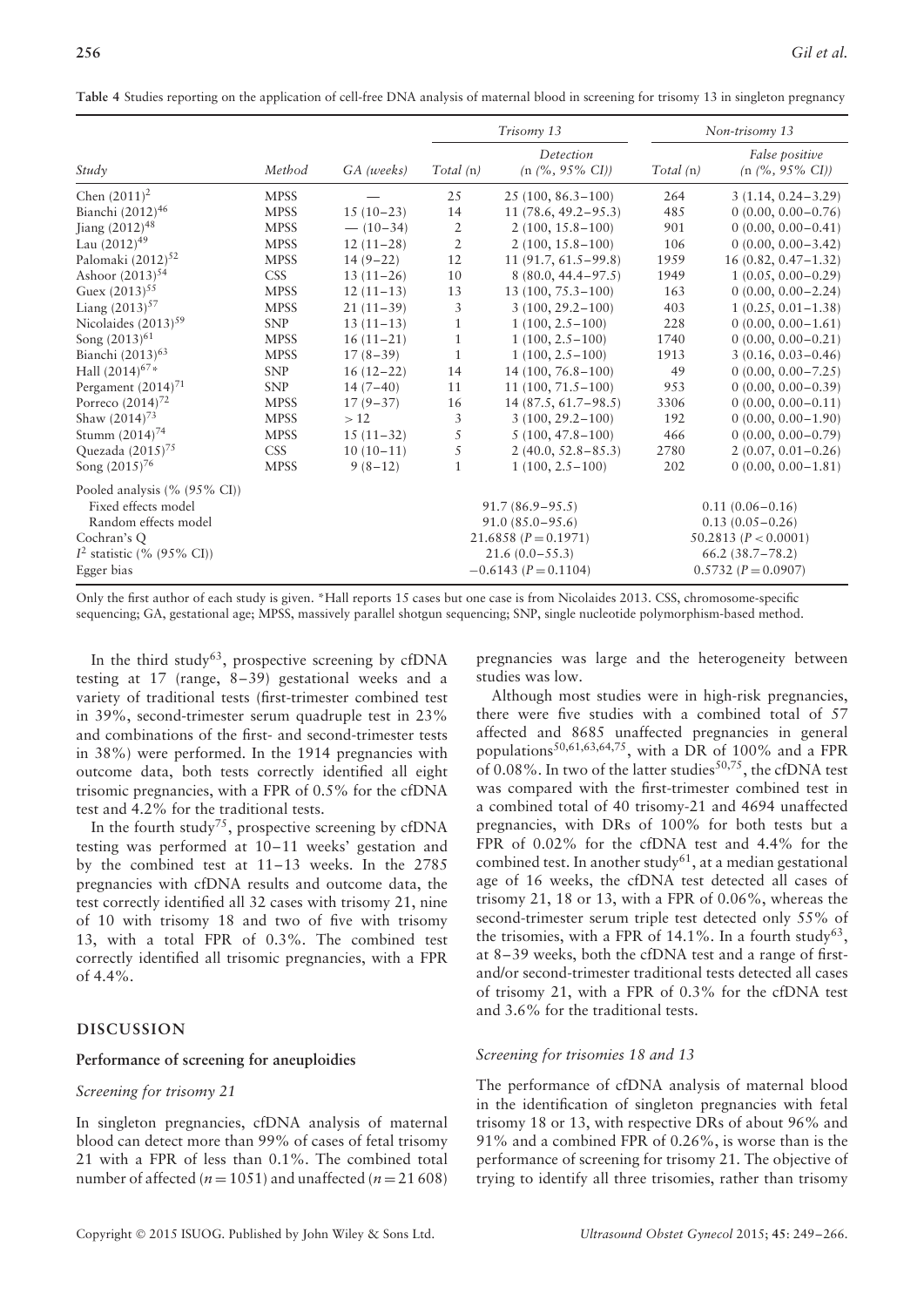**Table 4** Studies reporting on the application of cell-free DNA analysis of maternal blood in screening for trisomy 13 in singleton pregnancy

| Study | Method | GA (weeks) | Trisomy 13 | | Non-trisomy 13 | |
|---|---|---|---|---|---|---|
| | | | Total (n) | Detection (n (%, 95% CI)) | Total (n) | False positive (n (%, 95% CI)) |
| Chen (2011)[2] | MPSS | — | 25 | 25 (100, 86.3–100) | 264 | 3 (1.14, 0.24–3.29) |
| Bianchi (2012)[46] | MPSS | 15 (10–23) | 14 | 11 (78.6, 49.2–95.3) | 485 | 0 (0.00, 0.00–0.76) |
| Jiang (2012)[48] | MPSS | — (10–34) | 2 | 2 (100, 15.8–100) | 901 | 0 (0.00, 0.00–0.41) |
| Lau (2012)[49] | MPSS | 12 (11–28) | 2 | 2 (100, 15.8–100) | 106 | 0 (0.00, 0.00–3.42) |
| Palomaki (2012)[52] | MPSS | 14 (9–22) | 12 | 11 (91.7, 61.5–99.8) | 1959 | 16 (0.82, 0.47–1.32) |
| Ashoor (2013)[54] | CSS | 13 (11–26) | 10 | 8 (80.0, 44.4–97.5) | 1949 | 1 (0.05, 0.00–0.29) |
| Guex (2013)[55] | MPSS | 12 (11–13) | 13 | 13 (100, 75.3–100) | 163 | 0 (0.00, 0.00–2.24) |
| Liang (2013)[57] | MPSS | 21 (11–39) | 3 | 3 (100, 29.2–100) | 403 | 1 (0.25, 0.01–1.38) |
| Nicolaides (2013)[59] | SNP | 13 (11–13) | 1 | 1 (100, 2.5–100) | 228 | 0 (0.00, 0.00–1.61) |
| Song (2013)[61] | MPSS | 16 (11–21) | 1 | 1 (100, 2.5–100) | 1740 | 0 (0.00, 0.00–0.21) |
| Bianchi (2013)[63] | MPSS | 17 (8–39) | 1 | 1 (100, 2.5–100) | 1913 | 3 (0.16, 0.03–0.46) |
| Hall (2014)[67]* | SNP | 16 (12–22) | 14 | 14 (100, 76.8–100) | 49 | 0 (0.00, 0.00–7.25) |
| Pergament (2014)[71] | SNP | 14 (7–40) | 11 | 11 (100, 71.5–100) | 953 | 0 (0.00, 0.00–0.39) |
| Porreco (2014)[72] | MPSS | 17 (9–37) | 16 | 14 (87.5, 61.7–98.5) | 3306 | 0 (0.00, 0.00–0.11) |
| Shaw (2014)[73] | MPSS | > 12 | 3 | 3 (100, 29.2–100) | 192 | 0 (0.00, 0.00–1.90) |
| Stumm (2014)[74] | MPSS | 15 (11–32) | 5 | 5 (100, 47.8–100) | 466 | 0 (0.00, 0.00–0.79) |
| Quezada (2015)[75] | CSS | 10 (10–11) | 5 | 2 (40.0, 52.8–85.3) | 2780 | 2 (0.07, 0.01–0.26) |
| Song (2015)[76] | MPSS | 9 (8–12) | 1 | 1 (100, 2.5–100) | 202 | 0 (0.00, 0.00–1.81) |
| Pooled analysis (% (95% CI)) | | | | | | |
| Fixed effects model | | | | 91.7 (86.9–95.5) | | 0.11 (0.06–0.16) |
| Random effects model | | | | 91.0 (85.0–95.6) | | 0.13 (0.05–0.26) |
| Cochran's Q | | | | 21.6858 ($P = 0.1971$) | | 50.2813 ($P < 0.0001$) |
| $I^2$ statistic (% (95% CI)) | | | | 21.6 (0.0–55.3) | | 66.2 (38.7–78.2) |
| Egger bias | | | | −0.6143 ($P = 0.1104$) | | 0.5732 ($P = 0.0907$) |

Only the first author of each study is given. *Hall reports 15 cases but one case is from Nicolaides 2013. CSS, chromosome-specific sequencing; GA, gestational age; MPSS, massively parallel shotgun sequencing; SNP, single nucleotide polymorphism-based method.

In the third study[63], prospective screening by cfDNA testing at 17 (range, 8–39) gestational weeks and a variety of traditional tests (first-trimester combined test in 39%, second-trimester serum quadruple test in 23% and combinations of the first- and second-trimester tests in 38%) were performed. In the 1914 pregnancies with outcome data, both tests correctly identified all eight trisomic pregnancies, with a FPR of 0.5% for the cfDNA test and 4.2% for the traditional tests.

In the fourth study[75], prospective screening by cfDNA testing was performed at 10–11 weeks' gestation and by the combined test at 11–13 weeks. In the 2785 pregnancies with cfDNA results and outcome data, the test correctly identified all 32 cases with trisomy 21, nine of 10 with trisomy 18 and two of five with trisomy 13, with a total FPR of 0.3%. The combined test correctly identified all trisomic pregnancies, with a FPR of 4.4%.

## DISCUSSION

### Performance of screening for aneuploidies

#### *Screening for trisomy 21*

In singleton pregnancies, cfDNA analysis of maternal blood can detect more than 99% of cases of fetal trisomy 21 with a FPR of less than 0.1%. The combined total number of affected ($n = 1051$) and unaffected ($n = 21\,608$) pregnancies was large and the heterogeneity between studies was low.

Although most studies were in high-risk pregnancies, there were five studies with a combined total of 57 affected and 8685 unaffected pregnancies in general populations[50,61,63,64,75], with a DR of 100% and a FPR of 0.08%. In two of the latter studies[50,75], the cfDNA test was compared with the first-trimester combined test in a combined total of 40 trisomy-21 and 4694 unaffected pregnancies, with DRs of 100% for both tests but a FPR of 0.02% for the cfDNA test and 4.4% for the combined test. In another study[61], at a median gestational age of 16 weeks, the cfDNA test detected all cases of trisomy 21, 18 or 13, with a FPR of 0.06%, whereas the second-trimester serum triple test detected only 55% of the trisomies, with a FPR of 14.1%. In a fourth study[63], at 8–39 weeks, both the cfDNA test and a range of first- and/or second-trimester traditional tests detected all cases of trisomy 21, with a FPR of 0.3% for the cfDNA test and 3.6% for the traditional tests.

#### *Screening for trisomies 18 and 13*

The performance of cfDNA analysis of maternal blood in the identification of singleton pregnancies with fetal trisomy 18 or 13, with respective DRs of about 96% and 91% and a combined FPR of 0.26%, is worse than is the performance of screening for trisomy 21. The objective of trying to identify all three trisomies, rather than trisomy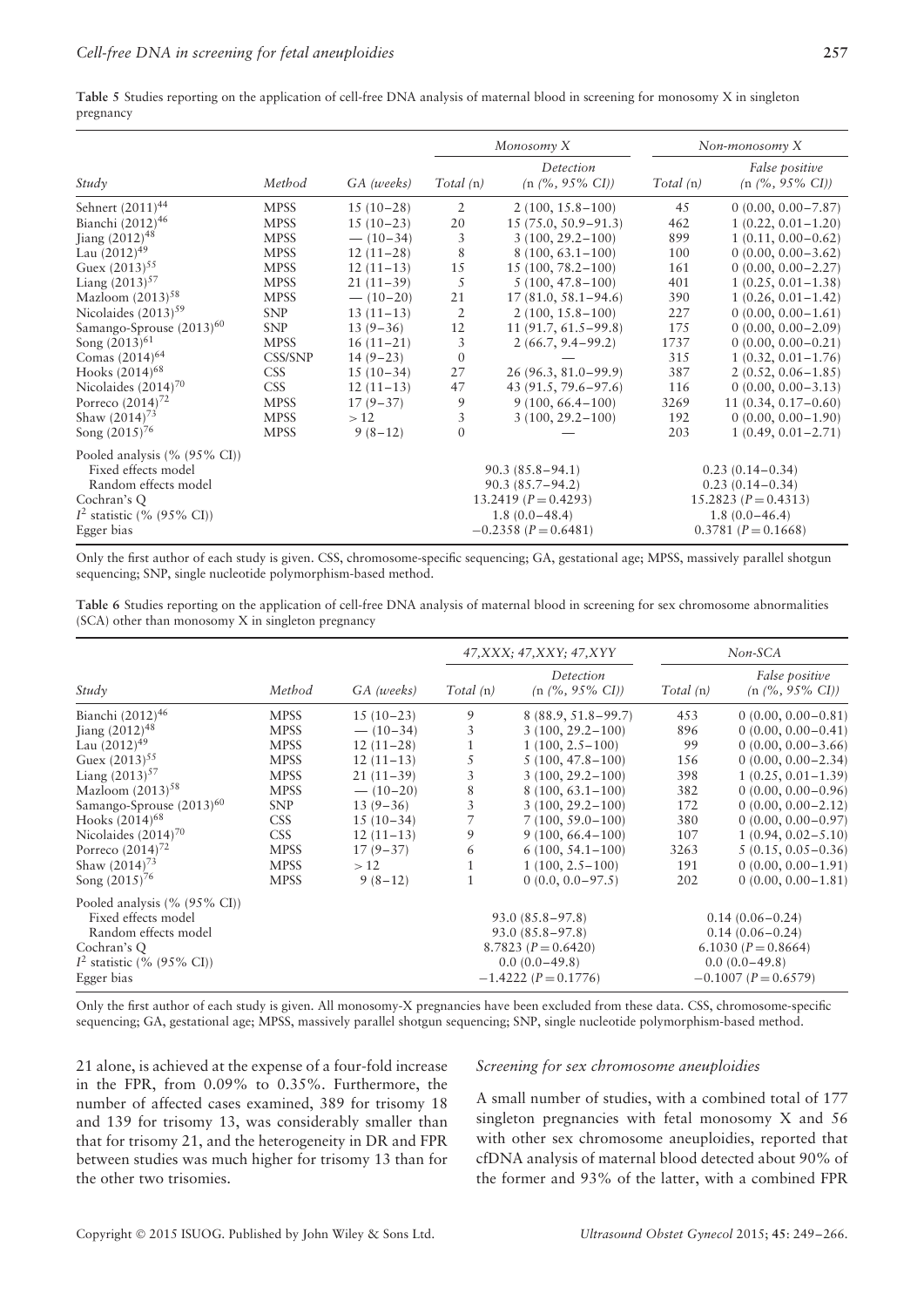**Table 5** Studies reporting on the application of cell-free DNA analysis of maternal blood in screening for monosomy X in singleton pregnancy

| | | | Monosomy X | | Non-monosomy X | |
|---|---|---|---|---|---|---|
| Study | Method | GA (weeks) | Total (n) | Detection (n (%, 95% CI)) | Total (n) | False positive (n (%, 95% CI)) |
| Sehnert (2011)[44] | MPSS | 15 (10–28) | 2 | 2 (100, 15.8–100) | 45 | 0 (0.00, 0.00–7.87) |
| Bianchi (2012)[46] | MPSS | 15 (10–23) | 20 | 15 (75.0, 50.9–91.3) | 462 | 1 (0.22, 0.01–1.20) |
| Jiang (2012)[48] | MPSS | — (10–34) | 3 | 3 (100, 29.2–100) | 899 | 1 (0.11, 0.00–0.62) |
| Lau (2012)[49] | MPSS | 12 (11–28) | 8 | 8 (100, 63.1–100) | 100 | 0 (0.00, 0.00–3.62) |
| Guex (2013)[55] | MPSS | 12 (11–13) | 15 | 15 (100, 78.2–100) | 161 | 0 (0.00, 0.00–2.27) |
| Liang (2013)[57] | MPSS | 21 (11–39) | 5 | 5 (100, 47.8–100) | 401 | 1 (0.25, 0.01–1.38) |
| Mazloom (2013)[58] | MPSS | — (10–20) | 21 | 17 (81.0, 58.1–94.6) | 390 | 1 (0.26, 0.01–1.42) |
| Nicolaides (2013)[59] | SNP | 13 (11–13) | 2 | 2 (100, 15.8–100) | 227 | 0 (0.00, 0.00–1.61) |
| Samango-Sprouse (2013)[60] | SNP | 13 (9–36) | 12 | 11 (91.7, 61.5–99.8) | 175 | 0 (0.00, 0.00–2.09) |
| Song (2013)[61] | MPSS | 16 (11–21) | 3 | 2 (66.7, 9.4–99.2) | 1737 | 0 (0.00, 0.00–0.21) |
| Comas (2014)[64] | CSS/SNP | 14 (9–23) | 0 | — | 315 | 1 (0.32, 0.01–1.76) |
| Hooks (2014)[68] | CSS | 15 (10–34) | 27 | 26 (96.3, 81.0–99.9) | 387 | 2 (0.52, 0.06–1.85) |
| Nicolaides (2014)[70] | CSS | 12 (11–13) | 47 | 43 (91.5, 79.6–97.6) | 116 | 0 (0.00, 0.00–3.13) |
| Porreco (2014)[72] | MPSS | 17 (9–37) | 9 | 9 (100, 66.4–100) | 3269 | 11 (0.34, 0.17–0.60) |
| Shaw (2014)[73] | MPSS | > 12 | 3 | 3 (100, 29.2–100) | 192 | 0 (0.00, 0.00–1.90) |
| Song (2015)[76] | MPSS | 9 (8–12) | 0 | — | 203 | 1 (0.49, 0.01–2.71) |
| Pooled analysis (% (95% CI)) | | | | | | |
| Fixed effects model | | | | 90.3 (85.8–94.1) | | 0.23 (0.14–0.34) |
| Random effects model | | | | 90.3 (85.7–94.2) | | 0.23 (0.14–0.34) |
| Cochran's Q | | | | 13.2419 ($P = 0.4293$) | | 15.2823 ($P = 0.4313$) |
| $I^2$ statistic (% (95% CI)) | | | | 1.8 (0.0–48.4) | | 1.8 (0.0–46.4) |
| Egger bias | | | | −0.2358 ($P = 0.6481$) | | 0.3781 ($P = 0.1668$) |

Only the first author of each study is given. CSS, chromosome-specific sequencing; GA, gestational age; MPSS, massively parallel shotgun sequencing; SNP, single nucleotide polymorphism-based method.

**Table 6** Studies reporting on the application of cell-free DNA analysis of maternal blood in screening for sex chromosome abnormalities (SCA) other than monosomy X in singleton pregnancy

| | | | 47,XXX; 47,XXY; 47,XYY | | Non-SCA | |
|---|---|---|---|---|---|---|
| Study | Method | GA (weeks) | Total (n) | Detection (n (%, 95% CI)) | Total (n) | False positive (n (%, 95% CI)) |
| Bianchi (2012)[46] | MPSS | 15 (10–23) | 9 | 8 (88.9, 51.8–99.7) | 453 | 0 (0.00, 0.00–0.81) |
| Jiang (2012)[48] | MPSS | — (10–34) | 3 | 3 (100, 29.2–100) | 896 | 0 (0.00, 0.00–0.41) |
| Lau (2012)[49] | MPSS | 12 (11–28) | 1 | 1 (100, 2.5–100) | 99 | 0 (0.00, 0.00–3.66) |
| Guex (2013)[55] | MPSS | 12 (11–13) | 5 | 5 (100, 47.8–100) | 156 | 0 (0.00, 0.00–2.34) |
| Liang (2013)[57] | MPSS | 21 (11–39) | 3 | 3 (100, 29.2–100) | 398 | 1 (0.25, 0.01–1.39) |
| Mazloom (2013)[58] | MPSS | — (10–20) | 8 | 8 (100, 63.1–100) | 382 | 0 (0.00, 0.00–0.96) |
| Samango-Sprouse (2013)[60] | SNP | 13 (9–36) | 3 | 3 (100, 29.2–100) | 172 | 0 (0.00, 0.00–2.12) |
| Hooks (2014)[68] | CSS | 15 (10–34) | 7 | 7 (100, 59.0–100) | 380 | 0 (0.00, 0.00–0.97) |
| Nicolaides (2014)[70] | CSS | 12 (11–13) | 9 | 9 (100, 66.4–100) | 107 | 1 (0.94, 0.02–5.10) |
| Porreco (2014)[72] | MPSS | 17 (9–37) | 6 | 6 (100, 54.1–100) | 3263 | 5 (0.15, 0.05–0.36) |
| Shaw (2014)[73] | MPSS | > 12 | 1 | 1 (100, 2.5–100) | 191 | 0 (0.00, 0.00–1.91) |
| Song (2015)[76] | MPSS | 9 (8–12) | 1 | 0 (0.0, 0.0–97.5) | 202 | 0 (0.00, 0.00–1.81) |
| Pooled analysis (% (95% CI)) | | | | | | |
| Fixed effects model | | | | 93.0 (85.8–97.8) | | 0.14 (0.06–0.24) |
| Random effects model | | | | 93.0 (85.8–97.8) | | 0.14 (0.06–0.24) |
| Cochran's Q | | | | 8.7823 ($P = 0.6420$) | | 6.1030 ($P = 0.8664$) |
| $I^2$ statistic (% (95% CI)) | | | | 0.0 (0.0–49.8) | | 0.0 (0.0–49.8) |
| Egger bias | | | | −1.4222 ($P = 0.1776$) | | −0.1007 ($P = 0.6579$) |

Only the first author of each study is given. All monosomy-X pregnancies have been excluded from these data. CSS, chromosome-specific sequencing; GA, gestational age; MPSS, massively parallel shotgun sequencing; SNP, single nucleotide polymorphism-based method.

21 alone, is achieved at the expense of a four-fold increase in the FPR, from 0.09% to 0.35%. Furthermore, the number of affected cases examined, 389 for trisomy 18 and 139 for trisomy 13, was considerably smaller than that for trisomy 21, and the heterogeneity in DR and FPR between studies was much higher for trisomy 13 than for the other two trisomies.

### *Screening for sex chromosome aneuploidies*

A small number of studies, with a combined total of 177 singleton pregnancies with fetal monosomy X and 56 with other sex chromosome aneuploidies, reported that cfDNA analysis of maternal blood detected about 90% of the former and 93% of the latter, with a combined FPR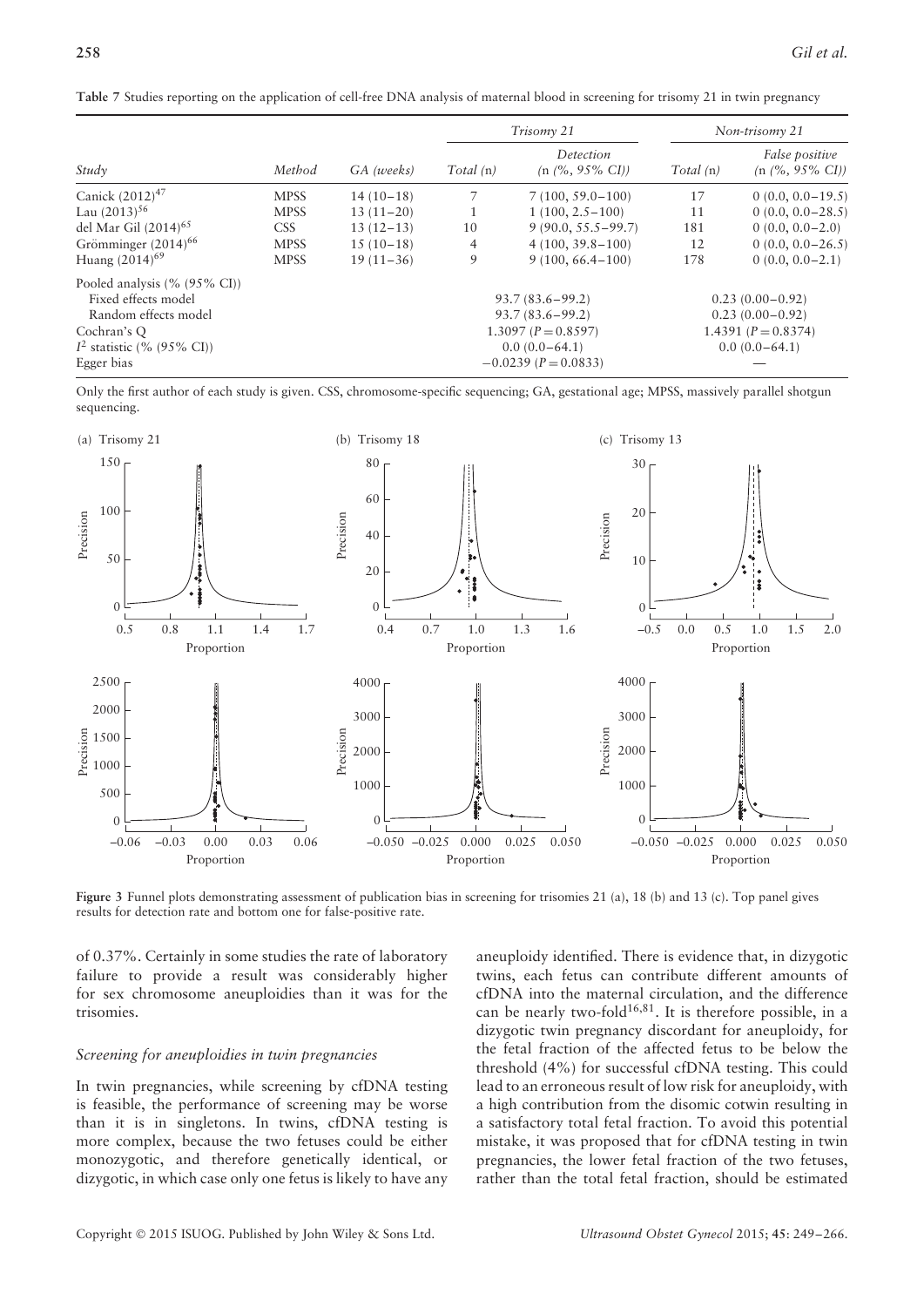**Table 7** Studies reporting on the application of cell-free DNA analysis of maternal blood in screening for trisomy 21 in twin pregnancy

| Study | Method | GA (weeks) | Trisomy 21 | | Non-trisomy 21 | |
|---|---|---|---|---|---|---|
| | | | Total (n) | Detection (n (%, 95% CI)) | Total (n) | False positive (n (%, 95% CI)) |
| Canick (2012)[47] | MPSS | 14 (10–18) | 7 | 7 (100, 59.0–100) | 17 | 0 (0.0, 0.0–19.5) |
| Lau (2013)[56] | MPSS | 13 (11–20) | 1 | 1 (100, 2.5–100) | 11 | 0 (0.0, 0.0–28.5) |
| del Mar Gil (2014)[65] | CSS | 13 (12–13) | 10 | 9 (90.0, 55.5–99.7) | 181 | 0 (0.0, 0.0–2.0) |
| Grömminger (2014)[66] | MPSS | 15 (10–18) | 4 | 4 (100, 39.8–100) | 12 | 0 (0.0, 0.0–26.5) |
| Huang (2014)[69] | MPSS | 19 (11–36) | 9 | 9 (100, 66.4–100) | 178 | 0 (0.0, 0.0–2.1) |
| Pooled analysis (% (95% CI)) | | | | | | |
| Fixed effects model | | | | 93.7 (83.6–99.2) | | 0.23 (0.00–0.92) |
| Random effects model | | | | 93.7 (83.6–99.2) | | 0.23 (0.00–0.92) |
| Cochran's Q | | | | 1.3097 ($P = 0.8597$) | | 1.4391 ($P = 0.8374$) |
| $I^2$ statistic (% (95% CI)) | | | | 0.0 (0.0–64.1) | | 0.0 (0.0–64.1) |
| Egger bias | | | | −0.0239 ($P = 0.0833$) | | — |

Only the first author of each study is given. CSS, chromosome-specific sequencing; GA, gestational age; MPSS, massively parallel shotgun sequencing.

**Figure 3** Funnel plots demonstrating assessment of publication bias in screening for trisomies 21 (a), 18 (b) and 13 (c). Top panel gives results for detection rate and bottom one for false-positive rate.

of 0.37%. Certainly in some studies the rate of laboratory failure to provide a result was considerably higher for sex chromosome aneuploidies than it was for the trisomies.

### *Screening for aneuploidies in twin pregnancies*

In twin pregnancies, while screening by cfDNA testing is feasible, the performance of screening may be worse than it is in singletons. In twins, cfDNA testing is more complex, because the two fetuses could be either monozygotic, and therefore genetically identical, or dizygotic, in which case only one fetus is likely to have any aneuploidy identified. There is evidence that, in dizygotic twins, each fetus can contribute different amounts of cfDNA into the maternal circulation, and the difference can be nearly two-fold[16,81]. It is therefore possible, in a dizygotic twin pregnancy discordant for aneuploidy, for the fetal fraction of the affected fetus to be below the threshold (4%) for successful cfDNA testing. This could lead to an erroneous result of low risk for aneuploidy, with a high contribution from the disomic cotwin resulting in a satisfactory total fetal fraction. To avoid this potential mistake, it was proposed that for cfDNA testing in twin pregnancies, the lower fetal fraction of the two fetuses, rather than the total fetal fraction, should be estimated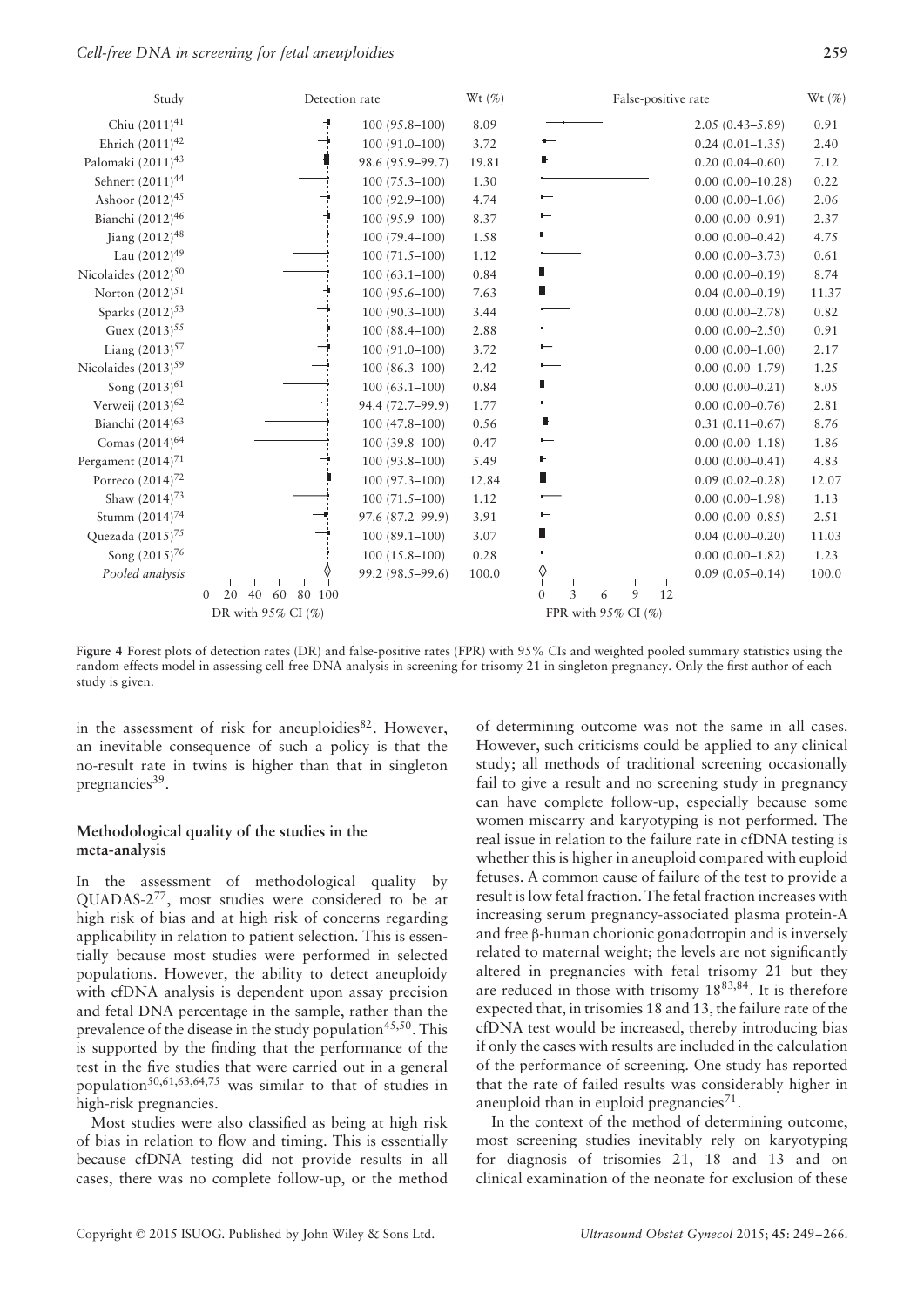| Study | Detection rate | Wt (%) | False-positive rate | Wt (%) |
|---|---|---|---|---|
| Chiu (2011)[41] | 100 (95.8–100) | 8.09 | 2.05 (0.43–5.89) | 0.91 |
| Ehrich (2011)[42] | 100 (91.0–100) | 3.72 | 0.24 (0.01–1.35) | 2.40 |
| Palomaki (2011)[43] | 98.6 (95.9–99.7) | 19.81 | 0.20 (0.04–0.60) | 7.12 |
| Sehnert (2011)[44] | 100 (75.3–100) | 1.30 | 0.00 (0.00–10.28) | 0.22 |
| Ashoor (2012)[45] | 100 (92.9–100) | 4.74 | 0.00 (0.00–1.06) | 2.06 |
| Bianchi (2012)[46] | 100 (95.9–100) | 8.37 | 0.00 (0.00–0.91) | 2.37 |
| Jiang (2012)[48] | 100 (79.4–100) | 1.58 | 0.00 (0.00–0.42) | 4.75 |
| Lau (2012)[49] | 100 (71.5–100) | 1.12 | 0.00 (0.00–3.73) | 0.61 |
| Nicolaides (2012)[50] | 100 (63.1–100) | 0.84 | 0.00 (0.00–0.19) | 8.74 |
| Norton (2012)[51] | 100 (95.6–100) | 7.63 | 0.04 (0.00–0.19) | 11.37 |
| Sparks (2012)[53] | 100 (90.3–100) | 3.44 | 0.00 (0.00–2.78) | 0.82 |
| Guex (2013)[55] | 100 (88.4–100) | 2.88 | 0.00 (0.00–2.50) | 0.91 |
| Liang (2013)[57] | 100 (91.0–100) | 3.72 | 0.00 (0.00–1.00) | 2.17 |
| Nicolaides (2013)[59] | 100 (86.3–100) | 2.42 | 0.00 (0.00–1.79) | 1.25 |
| Song (2013)[61] | 100 (63.1–100) | 0.84 | 0.00 (0.00–0.21) | 8.05 |
| Verweij (2013)[62] | 94.4 (72.7–99.9) | 1.77 | 0.00 (0.00–0.76) | 2.81 |
| Bianchi (2014)[63] | 100 (47.8–100) | 0.56 | 0.31 (0.11–0.67) | 8.76 |
| Comas (2014)[64] | 100 (39.8–100) | 0.47 | 0.00 (0.00–1.18) | 1.86 |
| Pergament (2014)[71] | 100 (93.8–100) | 5.49 | 0.00 (0.00–0.41) | 4.83 |
| Porreco (2014)[72] | 100 (97.3–100) | 12.84 | 0.09 (0.02–0.28) | 12.07 |
| Shaw (2014)[73] | 100 (71.5–100) | 1.12 | 0.00 (0.00–1.98) | 1.13 |
| Stumm (2014)[74] | 97.6 (87.2–99.9) | 3.91 | 0.00 (0.00–0.85) | 2.51 |
| Quezada (2015)[75] | 100 (89.1–100) | 3.07 | 0.04 (0.00–0.20) | 11.03 |
| Song (2015)[76] | 100 (15.8–100) | 0.28 | 0.00 (0.00–1.82) | 1.23 |
| *Pooled analysis* | 99.2 (98.5–99.6) | 100.0 | 0.09 (0.05–0.14) | 100.0 |

**Figure 4** Forest plots of detection rates (DR) and false-positive rates (FPR) with 95% CIs and weighted pooled summary statistics using the random-effects model in assessing cell-free DNA analysis in screening for trisomy 21 in singleton pregnancy. Only the first author of each study is given.

in the assessment of risk for aneuploidies[82]. However, an inevitable consequence of such a policy is that the no-result rate in twins is higher than that in singleton pregnancies[39].

### Methodological quality of the studies in the meta-analysis

In the assessment of methodological quality by QUADAS-2[77], most studies were considered to be at high risk of bias and at high risk of concerns regarding applicability in relation to patient selection. This is essentially because most studies were performed in selected populations. However, the ability to detect aneuploidy with cfDNA analysis is dependent upon assay precision and fetal DNA percentage in the sample, rather than the prevalence of the disease in the study population[45,50]. This is supported by the finding that the performance of the test in the five studies that were carried out in a general population[50,61,63,64,75] was similar to that of studies in high-risk pregnancies.

Most studies were also classified as being at high risk of bias in relation to flow and timing. This is essentially because cfDNA testing did not provide results in all cases, there was no complete follow-up, or the method of determining outcome was not the same in all cases. However, such criticisms could be applied to any clinical study; all methods of traditional screening occasionally fail to give a result and no screening study in pregnancy can have complete follow-up, especially because some women miscarry and karyotyping is not performed. The real issue in relation to the failure rate in cfDNA testing is whether this is higher in aneuploid compared with euploid fetuses. A common cause of failure of the test to provide a result is low fetal fraction. The fetal fraction increases with increasing serum pregnancy-associated plasma protein-A and free β-human chorionic gonadotropin and is inversely related to maternal weight; the levels are not significantly altered in pregnancies with fetal trisomy 21 but they are reduced in those with trisomy 18[83,84]. It is therefore expected that, in trisomies 18 and 13, the failure rate of the cfDNA test would be increased, thereby introducing bias if only the cases with results are included in the calculation of the performance of screening. One study has reported that the rate of failed results was considerably higher in aneuploid than in euploid pregnancies[71].

In the context of the method of determining outcome, most screening studies inevitably rely on karyotyping for diagnosis of trisomies 21, 18 and 13 and on clinical examination of the neonate for exclusion of these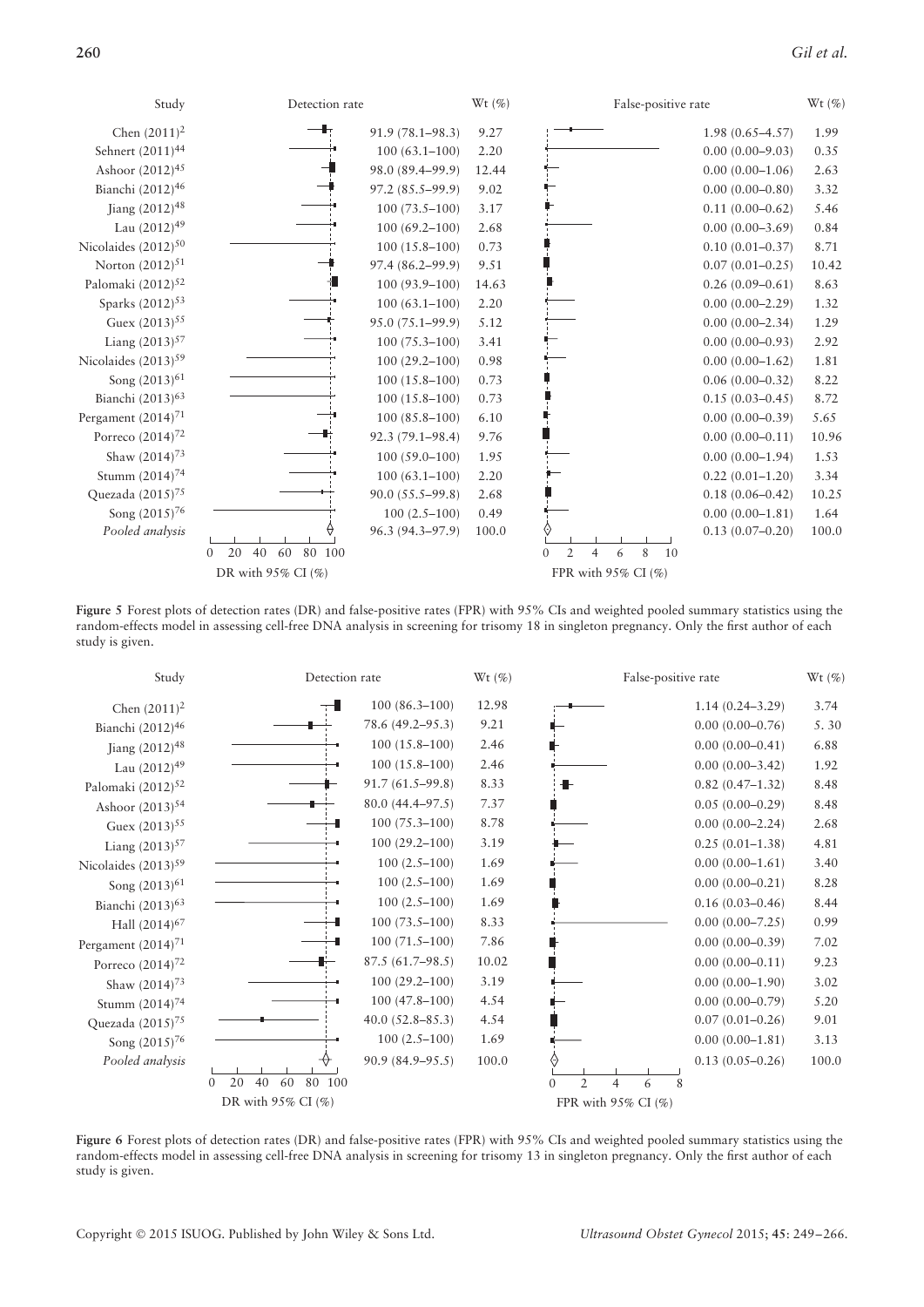| Study | Detection rate | Wt (%) | False-positive rate | Wt (%) |
|---|---|---|---|---|
| Chen (2011)[2] | 91.9 (78.1–98.3) | 9.27 | 1.98 (0.65–4.57) | 1.99 |
| Sehnert (2011)[44] | 100 (63.1–100) | 2.20 | 0.00 (0.00–9.03) | 0.35 |
| Ashoor (2012)[45] | 98.0 (89.4–99.9) | 12.44 | 0.00 (0.00–1.06) | 2.63 |
| Bianchi (2012)[46] | 97.2 (85.5–99.9) | 9.02 | 0.00 (0.00–0.80) | 3.32 |
| Jiang (2012)[48] | 100 (73.5–100) | 3.17 | 0.11 (0.00–0.62) | 5.46 |
| Lau (2012)[49] | 100 (69.2–100) | 2.68 | 0.00 (0.00–3.69) | 0.84 |
| Nicolaides (2012)[50] | 100 (15.8–100) | 0.73 | 0.10 (0.01–0.37) | 8.71 |
| Norton (2012)[51] | 97.4 (86.2–99.9) | 9.51 | 0.07 (0.01–0.25) | 10.42 |
| Palomaki (2012)[52] | 100 (93.9–100) | 14.63 | 0.26 (0.09–0.61) | 8.63 |
| Sparks (2012)[53] | 100 (63.1–100) | 2.20 | 0.00 (0.00–2.29) | 1.32 |
| Guex (2013)[55] | 95.0 (75.1–99.9) | 5.12 | 0.00 (0.00–2.34) | 1.29 |
| Liang (2013)[57] | 100 (75.3–100) | 3.41 | 0.00 (0.00–0.93) | 2.92 |
| Nicolaides (2013)[59] | 100 (29.2–100) | 0.98 | 0.00 (0.00–1.62) | 1.81 |
| Song (2013)[61] | 100 (15.8–100) | 0.73 | 0.06 (0.00–0.32) | 8.22 |
| Bianchi (2013)[63] | 100 (15.8–100) | 0.73 | 0.15 (0.03–0.45) | 8.72 |
| Pergament (2014)[71] | 100 (85.8–100) | 6.10 | 0.00 (0.00–0.39) | 5.65 |
| Porreco (2014)[72] | 92.3 (79.1–98.4) | 9.76 | 0.00 (0.00–0.11) | 10.96 |
| Shaw (2014)[73] | 100 (59.0–100) | 1.95 | 0.00 (0.00–1.94) | 1.53 |
| Stumm (2014)[74] | 100 (63.1–100) | 2.20 | 0.22 (0.01–1.20) | 3.34 |
| Quezada (2015)[75] | 90.0 (55.5–99.8) | 2.68 | 0.18 (0.06–0.42) | 10.25 |
| Song (2015)[76] | 100 (2.5–100) | 0.49 | 0.00 (0.00–1.81) | 1.64 |
| *Pooled analysis* | 96.3 (94.3–97.9) | 100.0 | 0.13 (0.07–0.20) | 100.0 |

**Figure 5** Forest plots of detection rates (DR) and false-positive rates (FPR) with 95% CIs and weighted pooled summary statistics using the random-effects model in assessing cell-free DNA analysis in screening for trisomy 18 in singleton pregnancy. Only the first author of each study is given.

| Study | Detection rate | Wt (%) | False-positive rate | Wt (%) |
|---|---|---|---|---|
| Chen (2011)[2] | 100 (86.3–100) | 12.98 | 1.14 (0.24–3.29) | 3.74 |
| Bianchi (2012)[46] | 78.6 (49.2–95.3) | 9.21 | 0.00 (0.00–0.76) | 5. 30 |
| Jiang (2012)[48] | 100 (15.8–100) | 2.46 | 0.00 (0.00–0.41) | 6.88 |
| Lau (2012)[49] | 100 (15.8–100) | 2.46 | 0.00 (0.00–3.42) | 1.92 |
| Palomaki (2012)[52] | 91.7 (61.5–99.8) | 8.33 | 0.82 (0.47–1.32) | 8.48 |
| Ashoor (2013)[54] | 80.0 (44.4–97.5) | 7.37 | 0.05 (0.00–0.29) | 8.48 |
| Guex (2013)[55] | 100 (75.3–100) | 8.78 | 0.00 (0.00–2.24) | 2.68 |
| Liang (2013)[57] | 100 (29.2–100) | 3.19 | 0.25 (0.01–1.38) | 4.81 |
| Nicolaides (2013)[59] | 100 (2.5–100) | 1.69 | 0.00 (0.00–1.61) | 3.40 |
| Song (2013)[61] | 100 (2.5–100) | 1.69 | 0.00 (0.00–0.21) | 8.28 |
| Bianchi (2013)[63] | 100 (2.5–100) | 1.69 | 0.16 (0.03–0.46) | 8.44 |
| Hall (2014)[67] | 100 (73.5–100) | 8.33 | 0.00 (0.00–7.25) | 0.99 |
| Pergament (2014)[71] | 100 (71.5–100) | 7.86 | 0.00 (0.00–0.39) | 7.02 |
| Porreco (2014)[72] | 87.5 (61.7–98.5) | 10.02 | 0.00 (0.00–0.11) | 9.23 |
| Shaw (2014)[73] | 100 (29.2–100) | 3.19 | 0.00 (0.00–1.90) | 3.02 |
| Stumm (2014)[74] | 100 (47.8–100) | 4.54 | 0.00 (0.00–0.79) | 5.20 |
| Quezada (2015)[75] | 40.0 (52.8–85.3) | 4.54 | 0.07 (0.01–0.26) | 9.01 |
| Song (2015)[76] | 100 (2.5–100) | 1.69 | 0.00 (0.00–1.81) | 3.13 |
| *Pooled analysis* | 90.9 (84.9–95.5) | 100.0 | 0.13 (0.05–0.26) | 100.0 |

**Figure 6** Forest plots of detection rates (DR) and false-positive rates (FPR) with 95% CIs and weighted pooled summary statistics using the random-effects model in assessing cell-free DNA analysis in screening for trisomy 13 in singleton pregnancy. Only the first author of each study is given.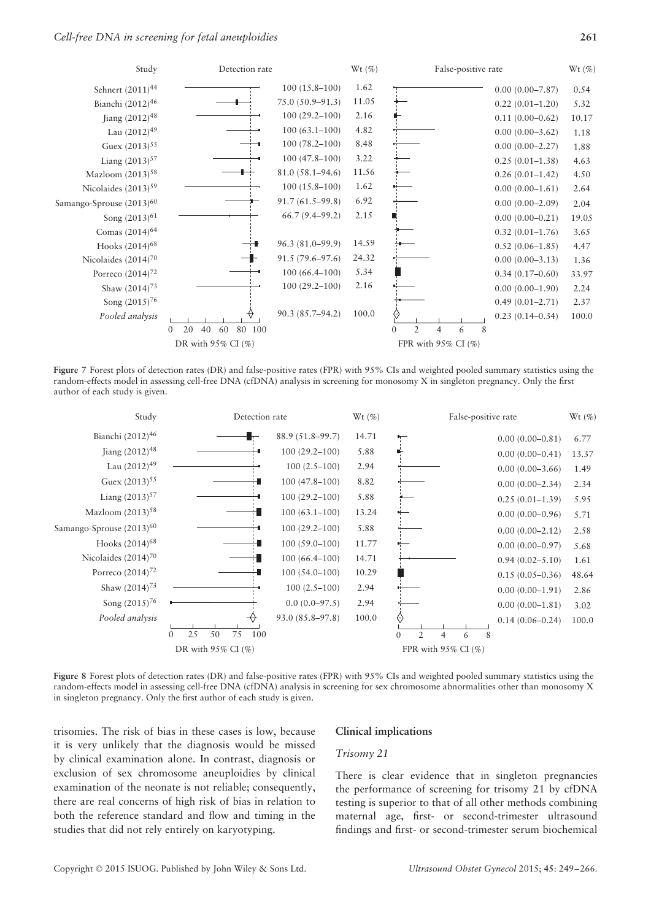| Study | Detection rate | Wt (%) | False-positive rate | Wt (%) |
|---|---|---|---|---|
| Sehnert (2011)[44] | 100 (15.8–100) | 1.62 | 0.00 (0.00–7.87) | 0.54 |
| Bianchi (2012)[46] | 75.0 (50.9–91.3) | 11.05 | 0.22 (0.01–1.20) | 5.32 |
| Jiang (2012)[48] | 100 (29.2–100) | 2.16 | 0.11 (0.00–0.62) | 10.17 |
| Lau (2012)[49] | 100 (63.1–100) | 4.82 | 0.00 (0.00–3.62) | 1.18 |
| Guex (2013)[55] | 100 (78.2–100) | 8.48 | 0.00 (0.00–2.27) | 1.88 |
| Liang (2013)[57] | 100 (47.8–100) | 3.22 | 0.25 (0.01–1.38) | 4.63 |
| Mazloom (2013)[58] | 81.0 (58.1–94.6) | 11.56 | 0.26 (0.01–1.42) | 4.50 |
| Nicolaides (2013)[59] | 100 (15.8–100) | 1.62 | 0.00 (0.00–1.61) | 2.64 |
| Samango-Sprouse (2013)[60] | 91.7 (61.5–99.8) | 6.92 | 0.00 (0.00–2.09) | 2.04 |
| Song (2013)[61] | 66.7 (9.4–99.2) | 2.15 | 0.00 (0.00–0.21) | 19.05 |
| Comas (2014)[64] | | | 0.32 (0.01–1.76) | 3.65 |
| Hooks (2014)[68] | 96.3 (81.0–99.9) | 14.59 | 0.52 (0.06–1.85) | 4.47 |
| Nicolaides (2014)[70] | 91.5 (79.6–97.6) | 24.32 | 0.00 (0.00–3.13) | 1.36 |
| Porreco (2014)[72] | 100 (66.4–100) | 5.34 | 0.34 (0.17–0.60) | 33.97 |
| Shaw (2014)[73] | 100 (29.2–100) | 2.16 | 0.00 (0.00–1.90) | 2.24 |
| Song (2015)[76] | | | 0.49 (0.01–2.71) | 2.37 |
| *Pooled analysis* | 90.3 (85.7–94.2) | 100.0 | 0.23 (0.14–0.34) | 100.0 |

**Figure 7** Forest plots of detection rates (DR) and false-positive rates (FPR) with 95% CIs and weighted pooled summary statistics using the random-effects model in assessing cell-free DNA (cfDNA) analysis in screening for monosomy X in singleton pregnancy. Only the first author of each study is given.

| Study | Detection rate | Wt (%) | False-positive rate | Wt (%) |
|---|---|---|---|---|
| Bianchi (2012)[46] | 88.9 (51.8–99.7) | 14.71 | 0.00 (0.00–0.81) | 6.77 |
| Jiang (2012)[48] | 100 (29.2–100) | 5.88 | 0.00 (0.00–0.41) | 13.37 |
| Lau (2012)[49] | 100 (2.5–100) | 2.94 | 0.00 (0.00–3.66) | 1.49 |
| Guex (2013)[55] | 100 (47.8–100) | 8.82 | 0.00 (0.00–2.34) | 2.34 |
| Liang (2013)[57] | 100 (29.2–100) | 5.88 | 0.25 (0.01–1.39) | 5.95 |
| Mazloom (2013)[58] | 100 (63.1–100) | 13.24 | 0.00 (0.00–0.96) | 5.71 |
| Samango-Sprouse (2013)[60] | 100 (29.2–100) | 5.88 | 0.00 (0.00–2.12) | 2.58 |
| Hooks (2014)[68] | 100 (59.0–100) | 11.77 | 0.00 (0.00–0.97) | 5.68 |
| Nicolaides (2014)[70] | 100 (66.4–100) | 14.71 | 0.94 (0.02–5.10) | 1.61 |
| Porreco (2014)[72] | 100 (54.0–100) | 10.29 | 0.15 (0.05–0.36) | 48.64 |
| Shaw (2014)[73] | 100 (2.5–100) | 2.94 | 0.00 (0.00–1.91) | 2.86 |
| Song (2015)[76] | 0.0 (0.0–97.5) | 2.94 | 0.00 (0.00–1.81) | 3.02 |
| *Pooled analysis* | 93.0 (85.8–97.8) | 100.0 | 0.14 (0.06–0.24) | 100.0 |

**Figure 8** Forest plots of detection rates (DR) and false-positive rates (FPR) with 95% CIs and weighted pooled summary statistics using the random-effects model in assessing cell-free DNA (cfDNA) analysis in screening for sex chromosome abnormalities other than monosomy X in singleton pregnancy. Only the first author of each study is given.

trisomies. The risk of bias in these cases is low, because it is very unlikely that the diagnosis would be missed by clinical examination alone. In contrast, diagnosis or exclusion of sex chromosome aneuploidies by clinical examination of the neonate is not reliable; consequently, there are real concerns of high risk of bias in relation to both the reference standard and flow and timing in the studies that did not rely entirely on karyotyping.

## Clinical implications

### *Trisomy 21*

There is clear evidence that in singleton pregnancies the performance of screening for trisomy 21 by cfDNA testing is superior to that of all other methods combining maternal age, first- or second-trimester ultrasound findings and first- or second-trimester serum biochemical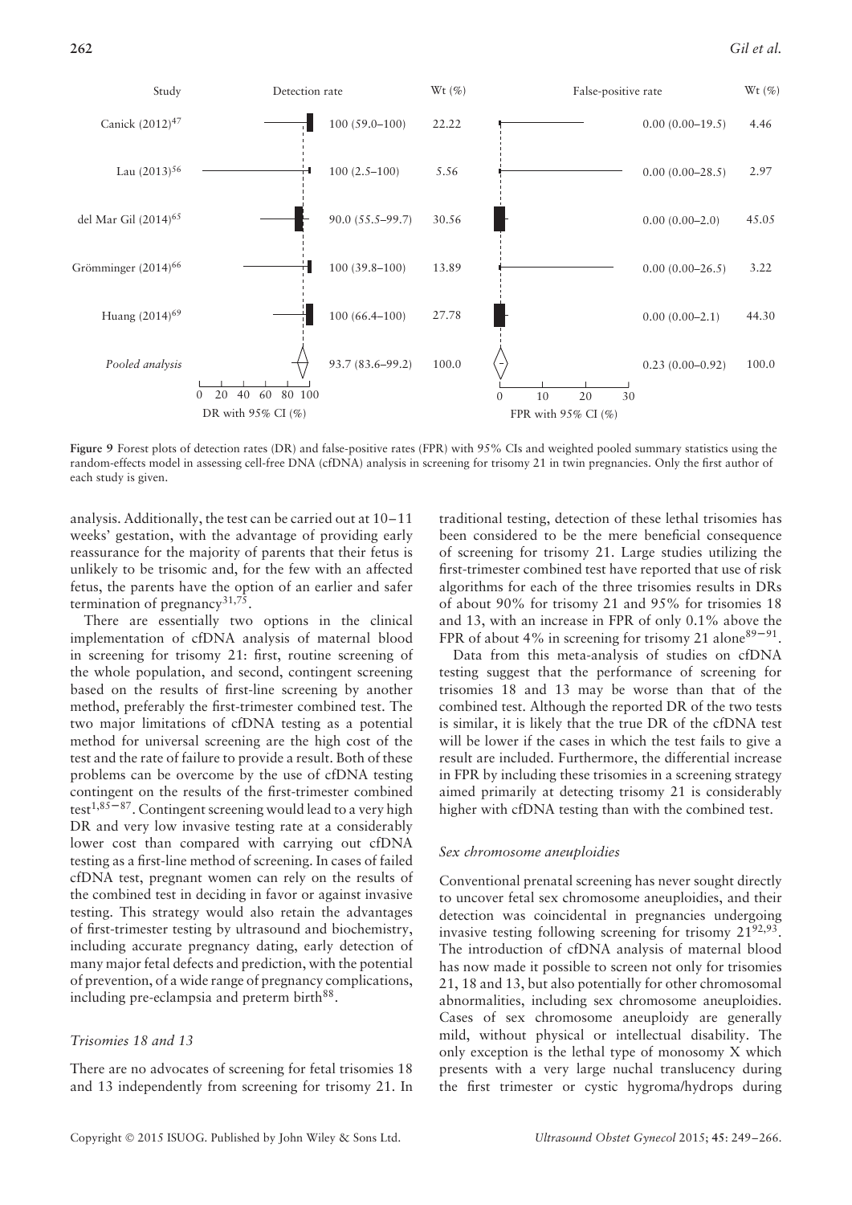| Study | Detection rate | Wt (%) | False-positive rate | Wt (%) |
|---|---|---|---|---|
| Canick (2012)[47] | 100 (59.0–100) | 22.22 | 0.00 (0.00–19.5) | 4.46 |
| Lau (2013)[56] | 100 (2.5–100) | 5.56 | 0.00 (0.00–28.5) | 2.97 |
| del Mar Gil (2014)[65] | 90.0 (55.5–99.7) | 30.56 | 0.00 (0.00–2.0) | 45.05 |
| Grömminger (2014)[66] | 100 (39.8–100) | 13.89 | 0.00 (0.00–26.5) | 3.22 |
| Huang (2014)[69] | 100 (66.4–100) | 27.78 | 0.00 (0.00–2.1) | 44.30 |
| *Pooled analysis* | 93.7 (83.6–99.2) | 100.0 | 0.23 (0.00–0.92) | 100.0 |

**Figure 9** Forest plots of detection rates (DR) and false-positive rates (FPR) with 95% CIs and weighted pooled summary statistics using the random-effects model in assessing cell-free DNA (cfDNA) analysis in screening for trisomy 21 in twin pregnancies. Only the first author of each study is given.

analysis. Additionally, the test can be carried out at 10–11 weeks' gestation, with the advantage of providing early reassurance for the majority of parents that their fetus is unlikely to be trisomic and, for the few with an affected fetus, the parents have the option of an earlier and safer termination of pregnancy[31,75].

There are essentially two options in the clinical implementation of cfDNA analysis of maternal blood in screening for trisomy 21: first, routine screening of the whole population, and second, contingent screening based on the results of first-line screening by another method, preferably the first-trimester combined test. The two major limitations of cfDNA testing as a potential method for universal screening are the high cost of the test and the rate of failure to provide a result. Both of these problems can be overcome by the use of cfDNA testing contingent on the results of the first-trimester combined test[1,85–87]. Contingent screening would lead to a very high DR and very low invasive testing rate at a considerably lower cost than compared with carrying out cfDNA testing as a first-line method of screening. In cases of failed cfDNA test, pregnant women can rely on the results of the combined test in deciding in favor or against invasive testing. This strategy would also retain the advantages of first-trimester testing by ultrasound and biochemistry, including accurate pregnancy dating, early detection of many major fetal defects and prediction, with the potential of prevention, of a wide range of pregnancy complications, including pre-eclampsia and preterm birth[88].

### *Trisomies 18 and 13*

There are no advocates of screening for fetal trisomies 18 and 13 independently from screening for trisomy 21. In traditional testing, detection of these lethal trisomies has been considered to be the mere beneficial consequence of screening for trisomy 21. Large studies utilizing the first-trimester combined test have reported that use of risk algorithms for each of the three trisomies results in DRs of about 90% for trisomy 21 and 95% for trisomies 18 and 13, with an increase in FPR of only 0.1% above the FPR of about 4% in screening for trisomy 21 alone[89–91].

Data from this meta-analysis of studies on cfDNA testing suggest that the performance of screening for trisomies 18 and 13 may be worse than that of the combined test. Although the reported DR of the two tests is similar, it is likely that the true DR of the cfDNA test will be lower if the cases in which the test fails to give a result are included. Furthermore, the differential increase in FPR by including these trisomies in a screening strategy aimed primarily at detecting trisomy 21 is considerably higher with cfDNA testing than with the combined test.

### *Sex chromosome aneuploidies*

Conventional prenatal screening has never sought directly to uncover fetal sex chromosome aneuploidies, and their detection was coincidental in pregnancies undergoing invasive testing following screening for trisomy 21[92,93]. The introduction of cfDNA analysis of maternal blood has now made it possible to screen not only for trisomies 21, 18 and 13, but also potentially for other chromosomal abnormalities, including sex chromosome aneuploidies. Cases of sex chromosome aneuploidy are generally mild, without physical or intellectual disability. The only exception is the lethal type of monosomy X which presents with a very large nuchal translucency during the first trimester or cystic hygroma/hydrops during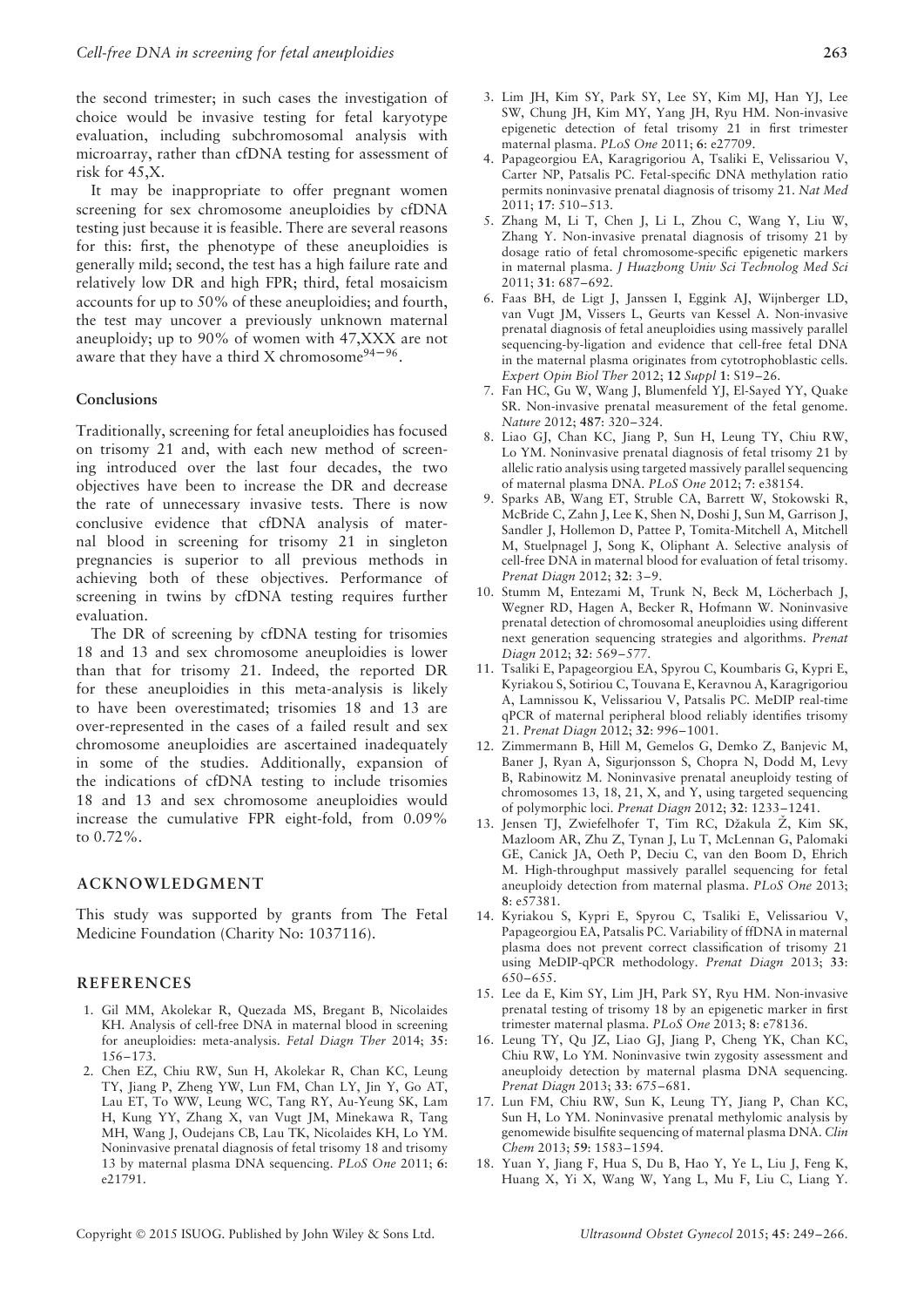the second trimester; in such cases the investigation of choice would be invasive testing for fetal karyotype evaluation, including subchromosomal analysis with microarray, rather than cfDNA testing for assessment of risk for 45,X.

It may be inappropriate to offer pregnant women screening for sex chromosome aneuploidies by cfDNA testing just because it is feasible. There are several reasons for this: first, the phenotype of these aneuploidies is generally mild; second, the test has a high failure rate and relatively low DR and high FPR; third, fetal mosaicism accounts for up to 50% of these aneuploidies; and fourth, the test may uncover a previously unknown maternal aneuploidy; up to 90% of women with 47,XXX are not aware that they have a third X chromosome[94–96].

### Conclusions

Traditionally, screening for fetal aneuploidies has focused on trisomy 21 and, with each new method of screening introduced over the last four decades, the two objectives have been to increase the DR and decrease the rate of unnecessary invasive tests. There is now conclusive evidence that cfDNA analysis of maternal blood in screening for trisomy 21 in singleton pregnancies is superior to all previous methods in achieving both of these objectives. Performance of screening in twins by cfDNA testing requires further evaluation.

The DR of screening by cfDNA testing for trisomies 18 and 13 and sex chromosome aneuploidies is lower than that for trisomy 21. Indeed, the reported DR for these aneuploidies in this meta-analysis is likely to have been overestimated; trisomies 18 and 13 are over-represented in the cases of a failed result and sex chromosome aneuploidies are ascertained inadequately in some of the studies. Additionally, expansion of the indications of cfDNA testing to include trisomies 18 and 13 and sex chromosome aneuploidies would increase the cumulative FPR eight-fold, from 0.09% to 0.72%.

## ACKNOWLEDGMENT

This study was supported by grants from The Fetal Medicine Foundation (Charity No: 1037116).

## REFERENCES

1. Gil MM, Akolekar R, Quezada MS, Bregant B, Nicolaides KH. Analysis of cell-free DNA in maternal blood in screening for aneuploidies: meta-analysis. *Fetal Diagn Ther* 2014; **35**: 156–173.
2. Chen EZ, Chiu RW, Sun H, Akolekar R, Chan KC, Leung TY, Jiang P, Zheng YW, Lun FM, Chan LY, Jin Y, Go AT, Lau ET, To WW, Leung WC, Tang RY, Au-Yeung SK, Lam H, Kung YY, Zhang X, van Vugt JM, Minekawa R, Tang MH, Wang J, Oudejans CB, Lau TK, Nicolaides KH, Lo YM. Noninvasive prenatal diagnosis of fetal trisomy 18 and trisomy 13 by maternal plasma DNA sequencing. *PLoS One* 2011; **6**: e21791.
3. Lim JH, Kim SY, Park SY, Lee SY, Kim MJ, Han YJ, Lee SW, Chung JH, Kim MY, Yang JH, Ryu HM. Non-invasive epigenetic detection of fetal trisomy 21 in first trimester maternal plasma. *PLoS One* 2011; **6**: e27709.
4. Papageorgiou EA, Karagrigoriou A, Tsaliki E, Velissariou V, Carter NP, Patsalis PC. Fetal-specific DNA methylation ratio permits noninvasive prenatal diagnosis of trisomy 21. *Nat Med* 2011; **17**: 510–513.
5. Zhang M, Li T, Chen J, Li L, Zhou C, Wang Y, Liu W, Zhang Y. Non-invasive prenatal diagnosis of trisomy 21 by dosage ratio of fetal chromosome-specific epigenetic markers in maternal plasma. *J Huazhong Univ Sci Technolog Med Sci* 2011; **31**: 687–692.
6. Faas BH, de Ligt J, Janssen I, Eggink AJ, Wijnberger LD, van Vugt JM, Vissers L, Geurts van Kessel A. Non-invasive prenatal diagnosis of fetal aneuploidies using massively parallel sequencing-by-ligation and evidence that cell-free fetal DNA in the maternal plasma originates from cytotrophoblastic cells. *Expert Opin Biol Ther* 2012; **12** *Suppl* **1**: S19–26.
7. Fan HC, Gu W, Wang J, Blumenfeld YJ, El-Sayed YY, Quake SR. Non-invasive prenatal measurement of the fetal genome. *Nature* 2012; **487**: 320–324.
8. Liao GJ, Chan KC, Jiang P, Sun H, Leung TY, Chiu RW, Lo YM. Noninvasive prenatal diagnosis of fetal trisomy 21 by allelic ratio analysis using targeted massively parallel sequencing of maternal plasma DNA. *PLoS One* 2012; **7**: e38154.
9. Sparks AB, Wang ET, Struble CA, Barrett W, Stokowski R, McBride C, Zahn J, Lee K, Shen N, Doshi J, Sun M, Garrison J, Sandler J, Hollemon D, Pattee P, Tomita-Mitchell A, Mitchell M, Stuelpnagel J, Song K, Oliphant A. Selective analysis of cell-free DNA in maternal blood for evaluation of fetal trisomy. *Prenat Diagn* 2012; **32**: 3–9.
10. Stumm M, Entezami M, Trunk N, Beck M, Löcherbach J, Wegner RD, Hagen A, Becker R, Hofmann W. Noninvasive prenatal detection of chromosomal aneuploidies using different next generation sequencing strategies and algorithms. *Prenat Diagn* 2012; **32**: 569–577.
11. Tsaliki E, Papageorgiou EA, Spyrou C, Koumbaris G, Kypri E, Kyriakou S, Sotiriou C, Touvana E, Keravnou A, Karagrigoriou A, Lamnissou K, Velissariou V, Patsalis PC. MeDIP real-time qPCR of maternal peripheral blood reliably identifies trisomy 21. *Prenat Diagn* 2012; **32**: 996–1001.
12. Zimmermann B, Hill M, Gemelos G, Demko Z, Banjevic M, Baner J, Ryan A, Sigurjonsson S, Chopra N, Dodd M, Levy B, Rabinowitz M. Noninvasive prenatal aneuploidy testing of chromosomes 13, 18, 21, X, and Y, using targeted sequencing of polymorphic loci. *Prenat Diagn* 2012; **32**: 1233–1241.
13. Jensen TJ, Zwiefelhofer T, Tim RC, Džakula Ž, Kim SK, Mazloom AR, Zhu Z, Tynan J, Lu T, McLennan G, Palomaki GE, Canick JA, Oeth P, Deciu C, van den Boom D, Ehrich M. High-throughput massively parallel sequencing for fetal aneuploidy detection from maternal plasma. *PLoS One* 2013; **8**: e57381.
14. Kyriakou S, Kypri E, Spyrou C, Tsaliki E, Velissariou V, Papageorgiou EA, Patsalis PC. Variability of ffDNA in maternal plasma does not prevent correct classification of trisomy 21 using MeDIP-qPCR methodology. *Prenat Diagn* 2013; **33**: 650–655.
15. Lee da E, Kim SY, Lim JH, Park SY, Ryu HM. Non-invasive prenatal testing of trisomy 18 by an epigenetic marker in first trimester maternal plasma. *PLoS One* 2013; **8**: e78136.
16. Leung TY, Qu JZ, Liao GJ, Jiang P, Cheng YK, Chan KC, Chiu RW, Lo YM. Noninvasive twin zygosity assessment and aneuploidy detection by maternal plasma DNA sequencing. *Prenat Diagn* 2013; **33**: 675–681.
17. Lun FM, Chiu RW, Sun K, Leung TY, Jiang P, Chan KC, Sun H, Lo YM. Noninvasive prenatal methylomic analysis by genomewide bisulfite sequencing of maternal plasma DNA. *Clin Chem* 2013; **59**: 1583–1594.
18. Yuan Y, Jiang F, Hua S, Du B, Hao Y, Ye L, Liu J, Feng K, Huang X, Yi X, Wang W, Yang L, Mu F, Liu C, Liang Y.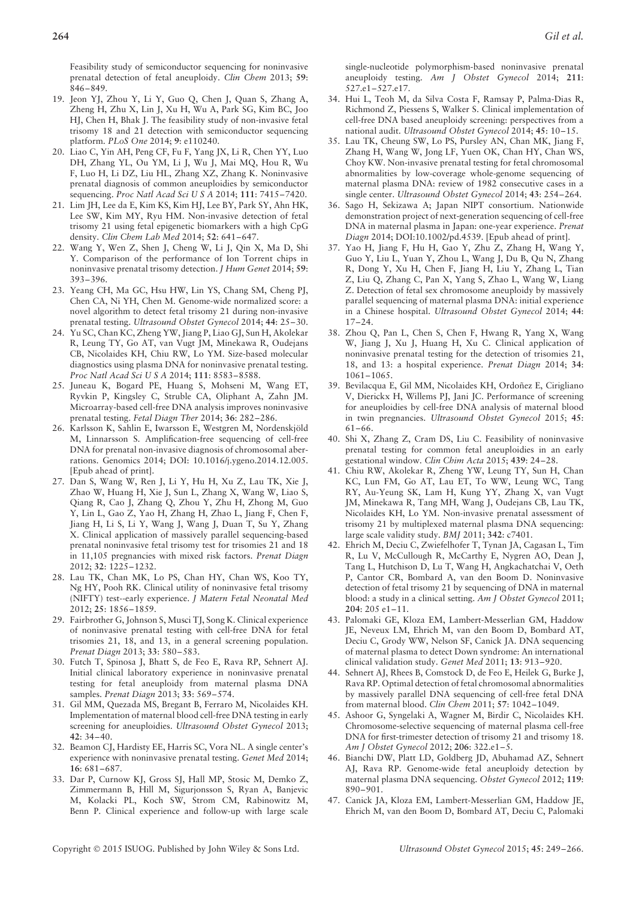Feasibility study of semiconductor sequencing for noninvasive prenatal detection of fetal aneuploidy. *Clin Chem* 2013; **59**: 846–849.

19. Jeon YJ, Zhou Y, Li Y, Guo Q, Chen J, Quan S, Zhang A, Zheng H, Zhu X, Lin J, Xu H, Wu A, Park SG, Kim BC, Joo HJ, Chen H, Bhak J. The feasibility study of non-invasive fetal trisomy 18 and 21 detection with semiconductor sequencing platform. *PLoS One* 2014; **9**: e110240.
20. Liao C, Yin AH, Peng CF, Fu F, Yang JX, Li R, Chen YY, Luo DH, Zhang YL, Ou YM, Li J, Wu J, Mai MQ, Hou R, Wu F, Luo H, Li DZ, Liu HL, Zhang XZ, Zhang K. Noninvasive prenatal diagnosis of common aneuploidies by semiconductor sequencing. *Proc Natl Acad Sci U S A* 2014; **111**: 7415–7420.
21. Lim JH, Lee da E, Kim KS, Kim HJ, Lee BY, Park SY, Ahn HK, Lee SW, Kim MY, Ryu HM. Non-invasive detection of fetal trisomy 21 using fetal epigenetic biomarkers with a high CpG density. *Clin Chem Lab Med* 2014; **52**: 641–647.
22. Wang Y, Wen Z, Shen J, Cheng W, Li J, Qin X, Ma D, Shi Y. Comparison of the performance of Ion Torrent chips in noninvasive prenatal trisomy detection. *J Hum Genet* 2014; **59**: 393–396.
23. Yeang CH, Ma GC, Hsu HW, Lin YS, Chang SM, Cheng PJ, Chen CA, Ni YH, Chen M. Genome-wide normalized score: a novel algorithm to detect fetal trisomy 21 during non-invasive prenatal testing. *Ultrasound Obstet Gynecol* 2014; **44**: 25–30.
24. Yu SC, Chan KC, Zheng YW, Jiang P, Liao GJ, Sun H, Akolekar R, Leung TY, Go AT, van Vugt JM, Minekawa R, Oudejans CB, Nicolaides KH, Chiu RW, Lo YM. Size-based molecular diagnostics using plasma DNA for noninvasive prenatal testing. *Proc Natl Acad Sci U S A* 2014; **111**: 8583–8588.
25. Juneau K, Bogard PE, Huang S, Mohseni M, Wang ET, Ryvkin P, Kingsley C, Struble CA, Oliphant A, Zahn JM. Microarray-based cell-free DNA analysis improves noninvasive prenatal testing. *Fetal Diagn Ther* 2014; **36**: 282–286.
26. Karlsson K, Sahlin E, Iwarsson E, Westgren M, Nordenskjöld M, Linnarsson S. Amplification-free sequencing of cell-free DNA for prenatal non-invasive diagnosis of chromosomal aberrations. Genomics 2014; DOI: 10.1016/j.ygeno.2014.12.005. [Epub ahead of print].
27. Dan S, Wang W, Ren J, Li Y, Hu H, Xu Z, Lau TK, Xie J, Zhao W, Huang H, Xie J, Sun L, Zhang X, Wang W, Liao S, Qiang R, Cao J, Zhang Q, Zhou Y, Zhu H, Zhong M, Guo Y, Lin L, Gao Z, Yao H, Zhang H, Zhao L, Jiang F, Chen F, Jiang H, Li S, Li Y, Wang J, Wang J, Duan T, Su Y, Zhang X. Clinical application of massively parallel sequencing-based prenatal noninvasive fetal trisomy test for trisomies 21 and 18 in 11,105 pregnancies with mixed risk factors. *Prenat Diagn* 2012; **32**: 1225–1232.
28. Lau TK, Chan MK, Lo PS, Chan HY, Chan WS, Koo TY, Ng HY, Pooh RK. Clinical utility of noninvasive fetal trisomy (NIFTY) test--early experience. *J Matern Fetal Neonatal Med* 2012; **25**: 1856–1859.
29. Fairbrother G, Johnson S, Musci TJ, Song K. Clinical experience of noninvasive prenatal testing with cell-free DNA for fetal trisomies 21, 18, and 13, in a general screening population. *Prenat Diagn* 2013; **33**: 580–583.
30. Futch T, Spinosa J, Bhatt S, de Feo E, Rava RP, Sehnert AJ. Initial clinical laboratory experience in noninvasive prenatal testing for fetal aneuploidy from maternal plasma DNA samples. *Prenat Diagn* 2013; **33**: 569–574.
31. Gil MM, Quezada MS, Bregant B, Ferraro M, Nicolaides KH. Implementation of maternal blood cell-free DNA testing in early screening for aneuploidies. *Ultrasound Obstet Gynecol* 2013; **42**: 34–40.
32. Beamon CJ, Hardisty EE, Harris SC, Vora NL. A single center's experience with noninvasive prenatal testing. *Genet Med* 2014; **16**: 681–687.
33. Dar P, Curnow KJ, Gross SJ, Hall MP, Stosic M, Demko Z, Zimmermann B, Hill M, Sigurjonsson S, Ryan A, Banjevic M, Kolacki PL, Koch SW, Strom CM, Rabinowitz M, Benn P. Clinical experience and follow-up with large scale single-nucleotide polymorphism-based noninvasive prenatal aneuploidy testing. *Am J Obstet Gynecol* 2014; **211**: 527.e1–527.e17.
34. Hui L, Teoh M, da Silva Costa F, Ramsay P, Palma-Dias R, Richmond Z, Piessens S, Walker S. Clinical implementation of cell-free DNA based aneuploidy screening: perspectives from a national audit. *Ultrasound Obstet Gynecol* 2014; **45**: 10–15.
35. Lau TK, Cheung SW, Lo PS, Pursley AN, Chan MK, Jiang F, Zhang H, Wang W, Jong LF, Yuen OK, Chan HY, Chan WS, Choy KW. Non-invasive prenatal testing for fetal chromosomal abnormalities by low-coverage whole-genome sequencing of maternal plasma DNA: review of 1982 consecutive cases in a single center. *Ultrasound Obstet Gynecol* 2014; **43**: 254–264.
36. Sago H, Sekizawa A; Japan NIPT consortium. Nationwide demonstration project of next-generation sequencing of cell-free DNA in maternal plasma in Japan: one-year experience. *Prenat Diagn* 2014; DOI:10.1002/pd.4539. [Epub ahead of print].
37. Yao H, Jiang F, Hu H, Gao Y, Zhu Z, Zhang H, Wang Y, Guo Y, Liu L, Yuan Y, Zhou L, Wang J, Du B, Qu N, Zhang R, Dong Y, Xu H, Chen F, Jiang H, Liu Y, Zhang L, Tian Z, Liu Q, Zhang C, Pan X, Yang S, Zhao L, Wang W, Liang Z. Detection of fetal sex chromosome aneuploidy by massively parallel sequencing of maternal plasma DNA: initial experience in a Chinese hospital. *Ultrasound Obstet Gynecol* 2014; **44**: 17–24.
38. Zhou Q, Pan L, Chen S, Chen F, Hwang R, Yang X, Wang W, Jiang J, Xu J, Huang H, Xu C. Clinical application of noninvasive prenatal testing for the detection of trisomies 21, 18, and 13: a hospital experience. *Prenat Diagn* 2014; **34**: 1061–1065.
39. Bevilacqua E, Gil MM, Nicolaides KH, Ordoñez E, Cirigliano V, Dierickx H, Willems PJ, Jani JC. Performance of screening for aneuploidies by cell-free DNA analysis of maternal blood in twin pregnancies. *Ultrasound Obstet Gynecol* 2015; **45**: 61–66.
40. Shi X, Zhang Z, Cram DS, Liu C. Feasibility of noninvasive prenatal testing for common fetal aneuploidies in an early gestational window. *Clin Chim Acta* 2015; **439**: 24–28.
41. Chiu RW, Akolekar R, Zheng YW, Leung TY, Sun H, Chan KC, Lun FM, Go AT, Lau ET, To WW, Leung WC, Tang RY, Au-Yeung SK, Lam H, Kung YY, Zhang X, van Vugt JM, Minekawa R, Tang MH, Wang J, Oudejans CB, Lau TK, Nicolaides KH, Lo YM. Non-invasive prenatal assessment of trisomy 21 by multiplexed maternal plasma DNA sequencing: large scale validity study. *BMJ* 2011; **342**: c7401.
42. Ehrich M, Deciu C, Zwiefelhofer T, Tynan JA, Cagasan L, Tim R, Lu V, McCullough R, McCarthy E, Nygren AO, Dean J, Tang L, Hutchison D, Lu T, Wang H, Angkachatchai V, Oeth P, Cantor CR, Bombard A, van den Boom D. Noninvasive detection of fetal trisomy 21 by sequencing of DNA in maternal blood: a study in a clinical setting. *Am J Obstet Gynecol* 2011; **204**: 205 e1–11.
43. Palomaki GE, Kloza EM, Lambert-Messerlian GM, Haddow JE, Neveux LM, Ehrich M, van den Boom D, Bombard AT, Deciu C, Grody WW, Nelson SF, Canick JA. DNA sequencing of maternal plasma to detect Down syndrome: An international clinical validation study. *Genet Med* 2011; **13**: 913–920.
44. Sehnert AJ, Rhees B, Comstock D, de Feo E, Heilek G, Burke J, Rava RP. Optimal detection of fetal chromosomal abnormalities by massively parallel DNA sequencing of cell-free fetal DNA from maternal blood. *Clin Chem* 2011; **57**: 1042–1049.
45. Ashoor G, Syngelaki A, Wagner M, Birdir C, Nicolaides KH. Chromosome-selective sequencing of maternal plasma cell-free DNA for first-trimester detection of trisomy 21 and trisomy 18. *Am J Obstet Gynecol* 2012; **206**: 322.e1–5.
46. Bianchi DW, Platt LD, Goldberg JD, Abuhamad AZ, Sehnert AJ, Rava RP. Genome-wide fetal aneuploidy detection by maternal plasma DNA sequencing. *Obstet Gynecol* 2012; **119**: 890–901.
47. Canick JA, Kloza EM, Lambert-Messerlian GM, Haddow JE, Ehrich M, van den Boom D, Bombard AT, Deciu C, Palomaki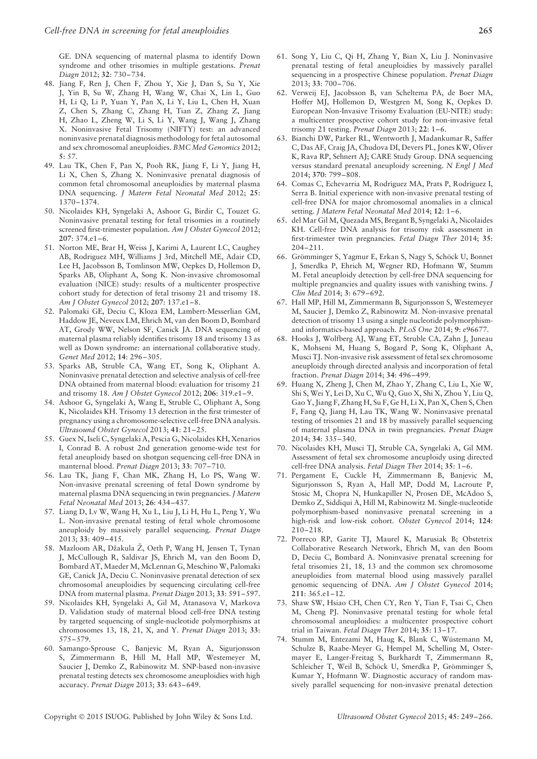GE. DNA sequencing of maternal plasma to identify Down syndrome and other trisomies in multiple gestations. *Prenat Diagn* 2012; **32**: 730–734.

48. Jiang F, Ren J, Chen F, Zhou Y, Xie J, Dan S, Su Y, Xie J, Yin B, Su W, Zhang H, Wang W, Chai X, Lin L, Guo H, Li Q, Li P, Yuan Y, Pan X, Li Y, Liu L, Chen H, Xuan Z, Chen S, Zhang C, Zhang H, Tian Z, Zhang Z, Jiang H, Zhao L, Zheng W, Li S, Li Y, Wang J, Wang J, Zhang X. Noninvasive Fetal Trisomy (NIFTY) test: an advanced noninvasive prenatal diagnosis methodology for fetal autosomal and sex chromosomal aneuploidies. *BMC Med Genomics* 2012; **5**: 57.
49. Lau TK, Chen F, Pan X, Pooh RK, Jiang F, Li Y, Jiang H, Li X, Chen S, Zhang X. Noninvasive prenatal diagnosis of common fetal chromosomal aneuploidies by maternal plasma DNA sequencing. *J Matern Fetal Neonatal Med* 2012; **25**: 1370–1374.
50. Nicolaides KH, Syngelaki A, Ashoor G, Birdir C, Touzet G. Noninvasive prenatal testing for fetal trisomies in a routinely screened first-trimester population. *Am J Obstet Gynecol* 2012; **207**: 374.e1–6.
51. Norton ME, Brar H, Weiss J, Karimi A, Laurent LC, Caughey AB, Rodriguez MH, Williams J 3rd, Mitchell ME, Adair CD, Lee H, Jacobsson B, Tomlinson MW, Oepkes D, Hollemon D, Sparks AB, Oliphant A, Song K. Non-invasive chromosomal evaluation (NICE) study: results of a multicenter prospective cohort study for detection of fetal trisomy 21 and trisomy 18. *Am J Obstet Gynecol* 2012; **207**: 137.e1–8.
52. Palomaki GE, Deciu C, Kloza EM, Lambert-Messerlian GM, Haddow JE, Neveux LM, Ehrich M, van den Boom D, Bombard AT, Grody WW, Nelson SF, Canick JA. DNA sequencing of maternal plasma reliably identifies trisomy 18 and trisomy 13 as well as Down syndrome: an international collaborative study. *Genet Med* 2012; **14**: 296–305.
53. Sparks AB, Struble CA, Wang ET, Song K, Oliphant A. Noninvasive prenatal detection and selective analysis of cell-free DNA obtained from maternal blood: evaluation for trisomy 21 and trisomy 18. *Am J Obstet Gynecol* 2012; **206**: 319.e1–9.
54. Ashoor G, Syngelaki A, Wang E, Struble C, Oliphant A, Song K, Nicolaides KH. Trisomy 13 detection in the first trimester of pregnancy using a chromosome-selective cell-free DNA analysis. *Ultrasound Obstet Gynecol* 2013; **41**: 21–25.
55. Guex N, Iseli C, Syngelaki A, Pescia G, Nicolaides KH, Xenarios I, Conrad B. A robust 2nd generation genome-wide test for fetal aneuploidy based on shotgun sequencing cell-free DNA in manternal blood. *Prenat Diagn* 2013; **33**: 707–710.
56. Lau TK, Jiang F, Chan MK, Zhang H, Lo PS, Wang W. Non-invasive prenatal screening of fetal Down syndrome by maternal plasma DNA sequencing in twin pregnancies. *J Matern Fetal Neonatal Med* 2013; **26**: 434–437.
57. Liang D, Lv W, Wang H, Xu L, Liu J, Li H, Hu L, Peng Y, Wu L. Non-invasive prenatal testing of fetal whole chromosome aneuploidy by massively parallel sequencing. *Prenat Diagn* 2013; **33**: 409–415.
58. Mazloom AR, Džakula Ž, Oeth P, Wang H, Jensen T, Tynan J, McCullough R, Saldivar JS, Ehrich M, van den Boom D, Bombard AT, Maeder M, McLennan G, Meschino W, Palomaki GE, Canick JA, Deciu C. Noninvasive prenatal detection of sex chromosomal aneuploidies by sequencing circulating cell-free DNA from maternal plasma. *Prenat Diagn* 2013; **33**: 591–597.
59. Nicolaides KH, Syngelaki A, Gil M, Atanasova V, Markova D. Validation study of maternal blood cell-free DNA testing by targeted sequencing of single-nucleotide polymorphisms at chromosomes 13, 18, 21, X, and Y. *Prenat Diagn* 2013; **33**: 575–579.
60. Samango-Sprouse C, Banjevic M, Ryan A, Sigurjonsson S, Zimmermann B, Hill M, Hall MP, Westemeyer M, Saucier J, Demko Z, Rabinowitz M. SNP-based non-invasive prenatal testing detects sex chromosome aneuploidies with high accuracy. *Prenat Diagn* 2013; **33**: 643–649.
61. Song Y, Liu C, Qi H, Zhang Y, Bian X, Liu J. Noninvasive prenatal testing of fetal aneuploidies by massively parallel sequencing in a prospective Chinese population. *Prenat Diagn* 2013; **33**: 700–706.
62. Verweij EJ, Jacobsson B, van Scheltema PA, de Boer MA, Hoffer MJ, Hollemon D, Westgren M, Song K, Oepkes D. European Non-Invasive Trisomy Evaluation (EU-NITE) study: a multicenter prospective cohort study for non-invasive fetal trisomy 21 testing. *Prenat Diagn* 2013; **22**: 1–6.
63. Bianchi DW, Parker RL, Wentworth J, Madankumar R, Saffer C, Das AF, Craig JA, Chudova DI, Devers PL, Jones KW, Oliver K, Rava RP, Sehnert AJ; CARE Study Group. DNA sequencing versus standard prenatal aneuploidy screening. *N Engl J Med* 2014; **370**: 799–808.
64. Comas C, Echevarria M, Rodríguez MA, Prats P, Rodríguez I, Serra B. Initial experience with non-invasive prenatal testing of cell-free DNA for major chromosomal anomalies in a clinical setting. *J Matern Fetal Neonatal Med* 2014; **12**: 1–6.
65. del Mar Gil M, Quezada MS, Bregant B, Syngelaki A, Nicolaides KH. Cell-free DNA analysis for trisomy risk assessment in first-trimester twin pregnancies. *Fetal Diagn Ther* 2014; **35**: 204–211.
66. Grömminger S, Yagmur E, Erkan S, Nagy S, Schöck U, Bonnet J, Smerdka P, Ehrich M, Wegner RD, Hofmann W, Stumm M. Fetal aneuploidy detection by cell-free DNA sequencing for multiple pregnancies and quality issues with vanishing twins. *J Clin Med* 2014; **3**: 679–692.
67. Hall MP, Hill M, Zimmermann B, Sigurjonsson S, Westemeyer M, Saucier J, Demko Z, Rabinowitz M. Non-invasive prenatal detection of trisomy 13 using a single nucleotide polymorphism- and informatics-based approach. *PLoS One* 2014; **9**: e96677.
68. Hooks J, Wolfberg AJ, Wang ET, Struble CA, Zahn J, Juneau K, Mohseni M, Huang S, Bogard P, Song K, Oliphant A, Musci TJ. Non-invasive risk assessment of fetal sex chromosome aneuploidy through directed analysis and incorporation of fetal fraction. *Prenat Diagn* 2014; **34**: 496–499.
69. Huang X, Zheng J, Chen M, Zhao Y, Zhang C, Liu L, Xie W, Shi S, Wei Y, Lei D, Xu C, Wu Q, Guo X, Shi X, Zhou Y, Liu Q, Gao Y, Jiang F, Zhang H, Su F, Ge H, Li X, Pan X, Chen S, Chen F, Fang Q, Jiang H, Lau TK, Wang W. Noninvasive prenatal testing of trisomies 21 and 18 by massively parallel sequencing of maternal plasma DNA in twin pregnancies. *Prenat Diagn* 2014; **34**: 335–340.
70. Nicolaides KH, Musci TJ, Struble CA, Syngelaki A, Gil MM. Assessment of fetal sex chromosome aneuploidy using directed cell-free DNA analysis. *Fetal Diagn Ther* 2014; **35**: 1–6.
71. Pergament E, Cuckle H, Zimmermann B, Banjevic M, Sigurjonsson S, Ryan A, Hall MP, Dodd M, Lacroute P, Stosic M, Chopra N, Hunkapiller N, Prosen DE, McAdoo S, Demko Z, Siddiqui A, Hill M, Rabinowitz M. Single-nucleotide polymorphism-based noninvasive prenatal screening in a high-risk and low-risk cohort. *Obstet Gynecol* 2014; **124**: 210–218.
72. Porreco RP, Garite TJ, Maurel K, Marusiak B; Obstetrix Collaborative Research Network, Ehrich M, van den Boom D, Deciu C, Bombard A. Noninvasive prenatal screening for fetal trisomies 21, 18, 13 and the common sex chromosome aneuploidies from maternal blood using massively parallel genomic sequencing of DNA. *Am J Obstet Gynecol* 2014; **211**: 365.e1–12.
73. Shaw SW, Hsiao CH, Chen CY, Ren Y, Tian F, Tsai C, Chen M, Cheng PJ. Noninvasive prenatal testing for whole fetal chromosomal aneuploidies: a multicenter prospective cohort trial in Taiwan. *Fetal Diagn Ther* 2014; **35**: 13–17.
74. Stumm M, Entezami M, Haug K, Blank C, Wüstemann M, Schulze B, Raabe-Meyer G, Hempel M, Schelling M, Ostermayer E, Langer-Freitag S, Burkhardt T, Zimmermann R, Schleicher T, Weil B, Schöck U, Smerdka P, Grömminger S, Kumar Y, Hofmann W. Diagnostic accuracy of random massively parallel sequencing for non-invasive prenatal detection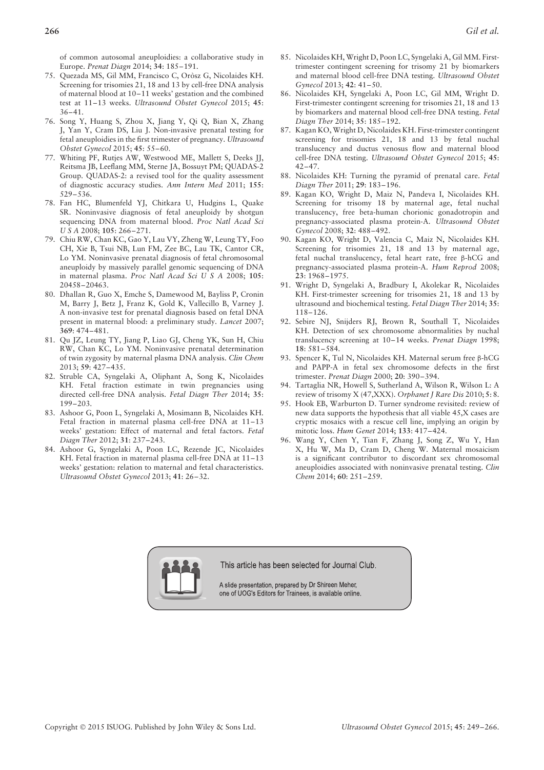of common autosomal aneuploidies: a collaborative study in Europe. *Prenat Diagn* 2014; **34**: 185–191.

75. Quezada MS, Gil MM, Francisco C, Oròsz G, Nicolaides KH. Screening for trisomies 21, 18 and 13 by cell-free DNA analysis of maternal blood at 10–11 weeks' gestation and the combined test at 11–13 weeks. *Ultrasound Obstet Gynecol* 2015; **45**: 36–41.
76. Song Y, Huang S, Zhou X, Jiang Y, Qi Q, Bian X, Zhang J, Yan Y, Cram DS, Liu J. Non-invasive prenatal testing for fetal aneuploidies in the first trimester of pregnancy. *Ultrasound Obstet Gynecol* 2015; **45**: 55–60.
77. Whiting PF, Rutjes AW, Westwood ME, Mallett S, Deeks JJ, Reitsma JB, Leeflang MM, Sterne JA, Bossuyt PM; QUADAS-2 Group. QUADAS-2: a revised tool for the quality assessment of diagnostic accuracy studies. *Ann Intern Med* 2011; **155**: 529–536.
78. Fan HC, Blumenfeld YJ, Chitkara U, Hudgins L, Quake SR. Noninvasive diagnosis of fetal aneuploidy by shotgun sequencing DNA from maternal blood. *Proc Natl Acad Sci U S A* 2008; **105**: 266–271.
79. Chiu RW, Chan KC, Gao Y, Lau VY, Zheng W, Leung TY, Foo CH, Xie B, Tsui NB, Lun FM, Zee BC, Lau TK, Cantor CR, Lo YM. Noninvasive prenatal diagnosis of fetal chromosomal aneuploidy by massively parallel genomic sequencing of DNA in maternal plasma. *Proc Natl Acad Sci U S A* 2008; **105**: 20458–20463.
80. Dhallan R, Guo X, Emche S, Damewood M, Bayliss P, Cronin M, Barry J, Betz J, Franz K, Gold K, Vallecillo B, Varney J. A non-invasive test for prenatal diagnosis based on fetal DNA present in maternal blood: a preliminary study. *Lancet* 2007; **369**: 474–481.
81. Qu JZ, Leung TY, Jiang P, Liao GJ, Cheng YK, Sun H, Chiu RW, Chan KC, Lo YM. Noninvasive prenatal determination of twin zygosity by maternal plasma DNA analysis. *Clin Chem* 2013; **59**: 427–435.
82. Struble CA, Syngelaki A, Oliphant A, Song K, Nicolaides KH. Fetal fraction estimate in twin pregnancies using directed cell-free DNA analysis. *Fetal Diagn Ther* 2014; **35**: 199–203.
83. Ashoor G, Poon L, Syngelaki A, Mosimann B, Nicolaides KH. Fetal fraction in maternal plasma cell-free DNA at 11–13 weeks' gestation: Effect of maternal and fetal factors. *Fetal Diagn Ther* 2012; **31**: 237–243.
84. Ashoor G, Syngelaki A, Poon LC, Rezende JC, Nicolaides KH. Fetal fraction in maternal plasma cell-free DNA at 11–13 weeks' gestation: relation to maternal and fetal characteristics. *Ultrasound Obstet Gynecol* 2013; **41**: 26–32.
85. Nicolaides KH, Wright D, Poon LC, Syngelaki A, Gil MM. First-trimester contingent screening for trisomy 21 by biomarkers and maternal blood cell-free DNA testing. *Ultrasound Obstet Gynecol* 2013; **42**: 41–50.
86. Nicolaides KH, Syngelaki A, Poon LC, Gil MM, Wright D. First-trimester contingent screening for trisomies 21, 18 and 13 by biomarkers and maternal blood cell-free DNA testing. *Fetal Diagn Ther* 2014; **35**: 185–192.
87. Kagan KO, Wright D, Nicolaides KH. First-trimester contingent screening for trisomies 21, 18 and 13 by fetal nuchal translucency and ductus venosus flow and maternal blood cell-free DNA testing. *Ultrasound Obstet Gynecol* 2015; **45**: 42–47.
88. Nicolaides KH: Turning the pyramid of prenatal care. *Fetal Diagn Ther* 2011; **29**: 183–196.
89. Kagan KO, Wright D, Maiz N, Pandeva I, Nicolaides KH. Screening for trisomy 18 by maternal age, fetal nuchal translucency, free beta-human chorionic gonadotropin and pregnancy-associated plasma protein-A. *Ultrasound Obstet Gynecol* 2008; **32**: 488–492.
90. Kagan KO, Wright D, Valencia C, Maiz N, Nicolaides KH. Screening for trisomies 21, 18 and 13 by maternal age, fetal nuchal translucency, fetal heart rate, free β-hCG and pregnancy-associated plasma protein-A. *Hum Reprod* 2008; **23**: 1968–1975.
91. Wright D, Syngelaki A, Bradbury I, Akolekar R, Nicolaides KH. First-trimester screening for trisomies 21, 18 and 13 by ultrasound and biochemical testing. *Fetal Diagn Ther* 2014; **35**: 118–126.
92. Sebire NJ, Snijders RJ, Brown R, Southall T, Nicolaides KH. Detection of sex chromosome abnormalities by nuchal translucency screening at 10–14 weeks. *Prenat Diagn* 1998; **18**: 581–584.
93. Spencer K, Tul N, Nicolaides KH. Maternal serum free β-hCG and PAPP-A in fetal sex chromosome defects in the first trimester. *Prenat Diagn* 2000; **20**: 390–394.
94. Tartaglia NR, Howell S, Sutherland A, Wilson R, Wilson L: A review of trisomy X (47,XXX). *Orphanet J Rare Dis* 2010; **5**: 8.
95. Hook EB, Warburton D. Turner syndrome revisited: review of new data supports the hypothesis that all viable 45,X cases are cryptic mosaics with a rescue cell line, implying an origin by mitotic loss. *Hum Genet* 2014; **133**: 417–424.
96. Wang Y, Chen Y, Tian F, Zhang J, Song Z, Wu Y, Han X, Hu W, Ma D, Cram D, Cheng W. Maternal mosaicism is a significant contributor to discordant sex chromosomal aneuploidies associated with noninvasive prenatal testing. *Clin Chem* 2014; **60**: 251–259.

This article has been selected for Journal Club.

A slide presentation, prepared by Dr Shireen Meher, one of UOG's Editors for Trainees, is available online.

Copyright © 2015 ISUOG. Published by John Wiley & Sons Ltd.